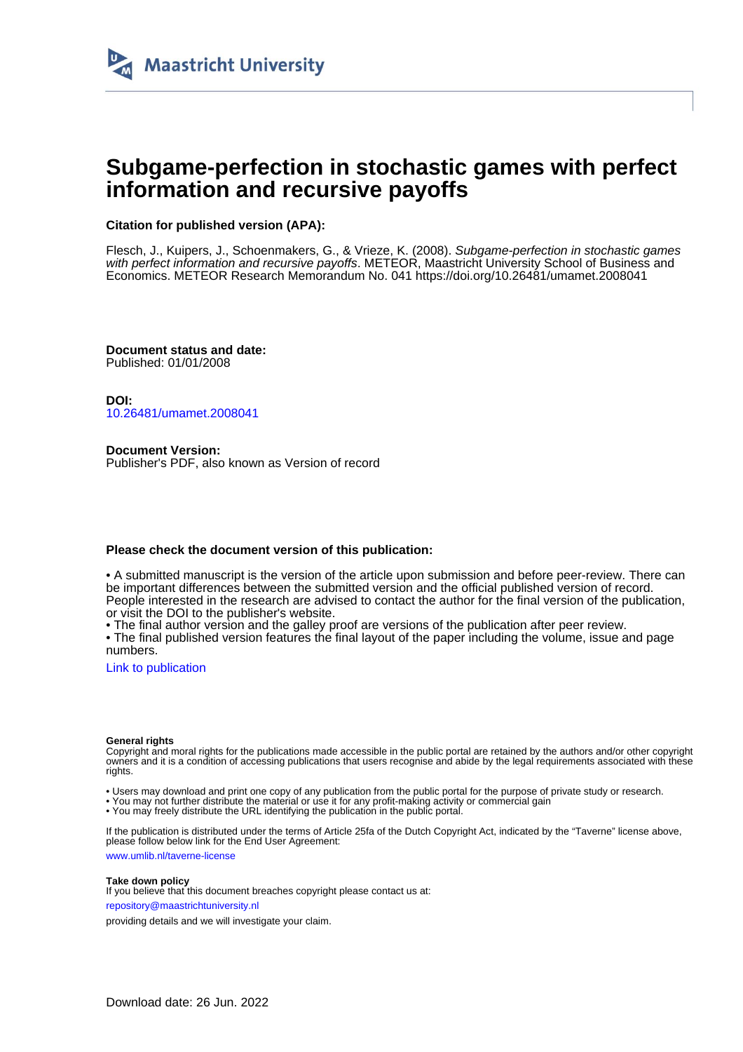Maastricht University

# Subgame-perfection in stochastic games with perfect information and recursive payoffs

**Citation for published version (APA):**

Flesch, J., Kuipers, J., Schoenmakers, G., & Vrieze, K. (2008). *Subgame-perfection in stochastic games with perfect information and recursive payoffs*. METEOR, Maastricht University School of Business and Economics. METEOR Research Memorandum No. 041 https://doi.org/10.26481/umamet.2008041

**Document status and date:**
Published: 01/01/2008

**DOI:**
10.26481/umamet.2008041

**Document Version:**
Publisher's PDF, also known as Version of record

**Please check the document version of this publication:**

• A submitted manuscript is the version of the article upon submission and before peer-review. There can be important differences between the submitted version and the official published version of record. People interested in the research are advised to contact the author for the final version of the publication, or visit the DOI to the publisher's website.
• The final author version and the galley proof are versions of the publication after peer review.
• The final published version features the final layout of the paper including the volume, issue and page numbers.

Link to publication

**General rights**
Copyright and moral rights for the publications made accessible in the public portal are retained by the authors and/or other copyright owners and it is a condition of accessing publications that users recognise and abide by the legal requirements associated with these rights.

• Users may download and print one copy of any publication from the public portal for the purpose of private study or research.
• You may not further distribute the material or use it for any profit-making activity or commercial gain
• You may freely distribute the URL identifying the publication in the public portal.

If the publication is distributed under the terms of Article 25fa of the Dutch Copyright Act, indicated by the "Taverne" license above, please follow below link for the End User Agreement:

www.umlib.nl/taverne-license

**Take down policy**
If you believe that this document breaches copyright please contact us at:

repository@maastrichtuniversity.nl

providing details and we will investigate your claim.

Download date: 26 Jun. 2022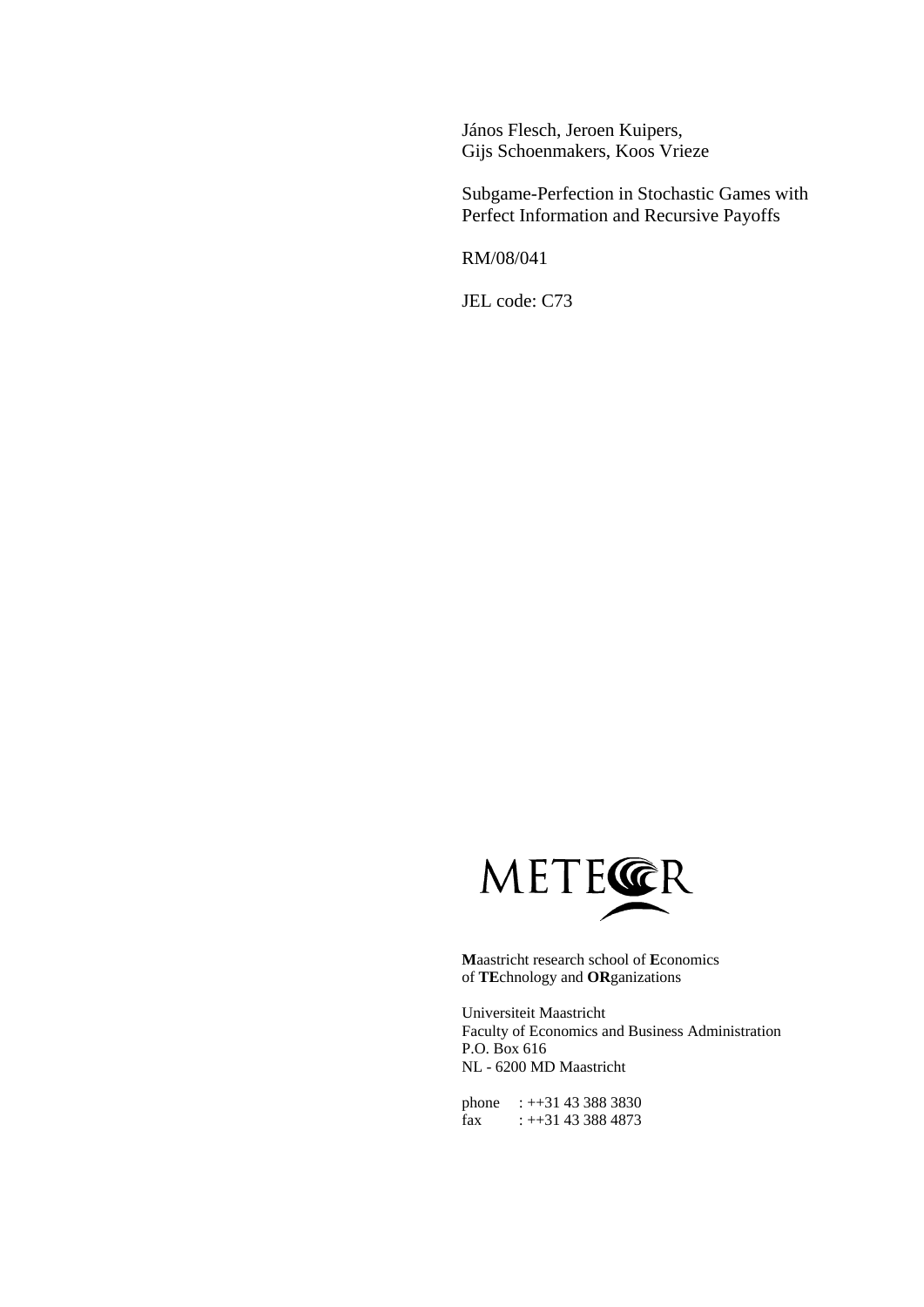János Flesch, Jeroen Kuipers,
Gijs Schoenmakers, Koos Vrieze

Subgame-Perfection in Stochastic Games with Perfect Information and Recursive Payoffs

RM/08/041

JEL code: C73

METEOR

**M**aastricht research school of **E**conomics of **TE**chnology and **OR**ganizations

Universiteit Maastricht
Faculty of Economics and Business Administration
P.O. Box 616
NL - 6200 MD Maastricht

phone : ++31 43 388 3830
fax : ++31 43 388 4873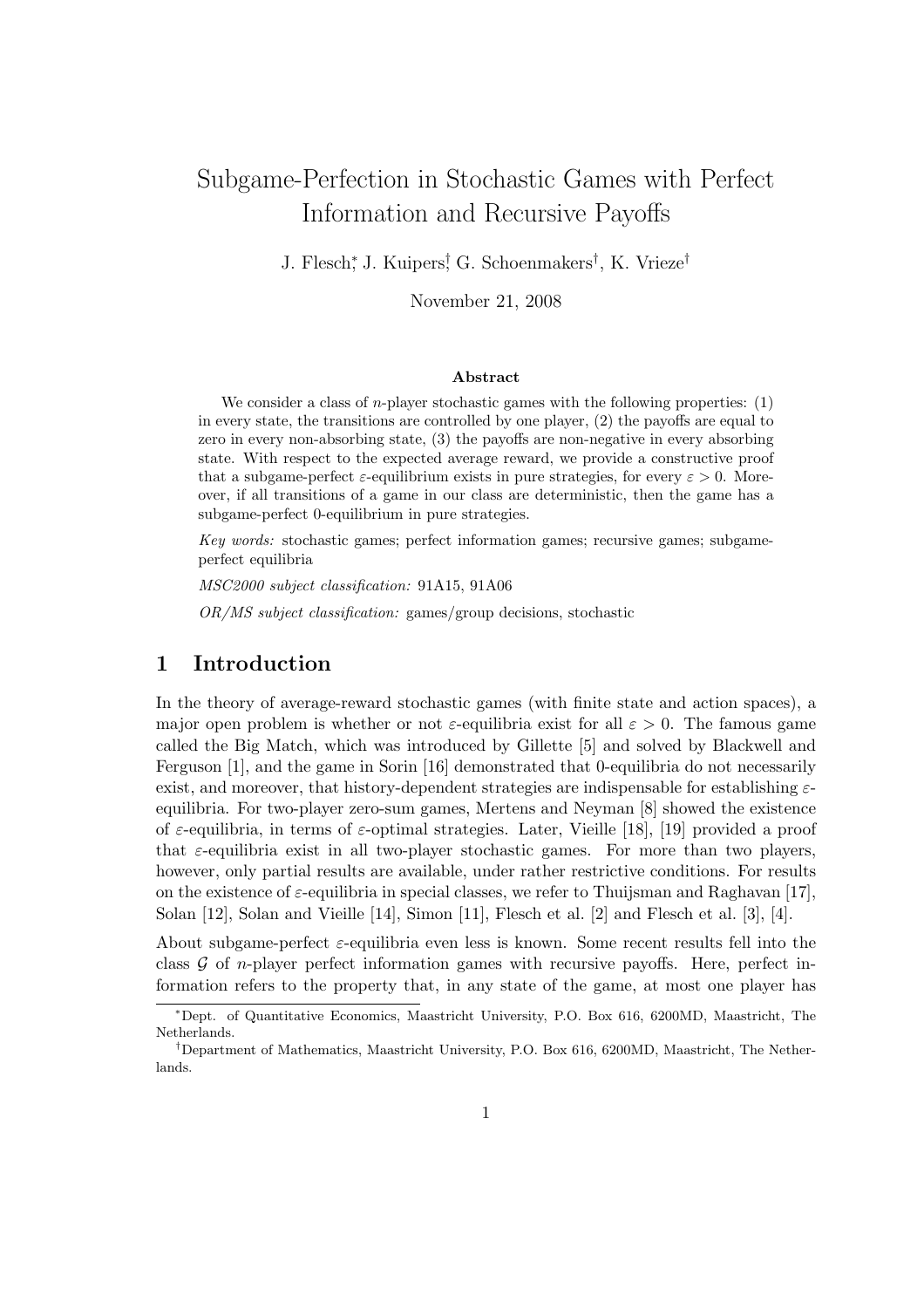# Subgame-Perfection in Stochastic Games with Perfect Information and Recursive Payoffs

J. Flesch[*], J. Kuipers[†], G. Schoenmakers[†], K. Vrieze[†]

November 21, 2008

### Abstract

We consider a class of $n$-player stochastic games with the following properties: (1) in every state, the transitions are controlled by one player, (2) the payoffs are equal to zero in every non-absorbing state, (3) the payoffs are non-negative in every absorbing state. With respect to the expected average reward, we provide a constructive proof that a subgame-perfect $\varepsilon$-equilibrium exists in pure strategies, for every $\varepsilon > 0$. Moreover, if all transitions of a game in our class are deterministic, then the game has a subgame-perfect 0-equilibrium in pure strategies.

*Key words:* stochastic games; perfect information games; recursive games; subgame-perfect equilibria

*MSC2000 subject classification:* 91A15, 91A06

*OR/MS subject classification:* games/group decisions, stochastic

## 1 Introduction

In the theory of average-reward stochastic games (with finite state and action spaces), a major open problem is whether or not $\varepsilon$-equilibria exist for all $\varepsilon > 0$. The famous game called the Big Match, which was introduced by Gillette [5] and solved by Blackwell and Ferguson [1], and the game in Sorin [16] demonstrated that 0-equilibria do not necessarily exist, and moreover, that history-dependent strategies are indispensable for establishing $\varepsilon$-equilibria. For two-player zero-sum games, Mertens and Neyman [8] showed the existence of $\varepsilon$-equilibria, in terms of $\varepsilon$-optimal strategies. Later, Vieille [18], [19] provided a proof that $\varepsilon$-equilibria exist in all two-player stochastic games. For more than two players, however, only partial results are available, under rather restrictive conditions. For results on the existence of $\varepsilon$-equilibria in special classes, we refer to Thuijsman and Raghavan [17], Solan [12], Solan and Vieille [14], Simon [11], Flesch et al. [2] and Flesch et al. [3], [4].

About subgame-perfect $\varepsilon$-equilibria even less is known. Some recent results fell into the class $\mathcal{G}$ of $n$-player perfect information games with recursive payoffs. Here, perfect information refers to the property that, in any state of the game, at most one player has

[*] Dept. of Quantitative Economics, Maastricht University, P.O. Box 616, 6200MD, Maastricht, The Netherlands.

[†] Department of Mathematics, Maastricht University, P.O. Box 616, 6200MD, Maastricht, The Netherlands.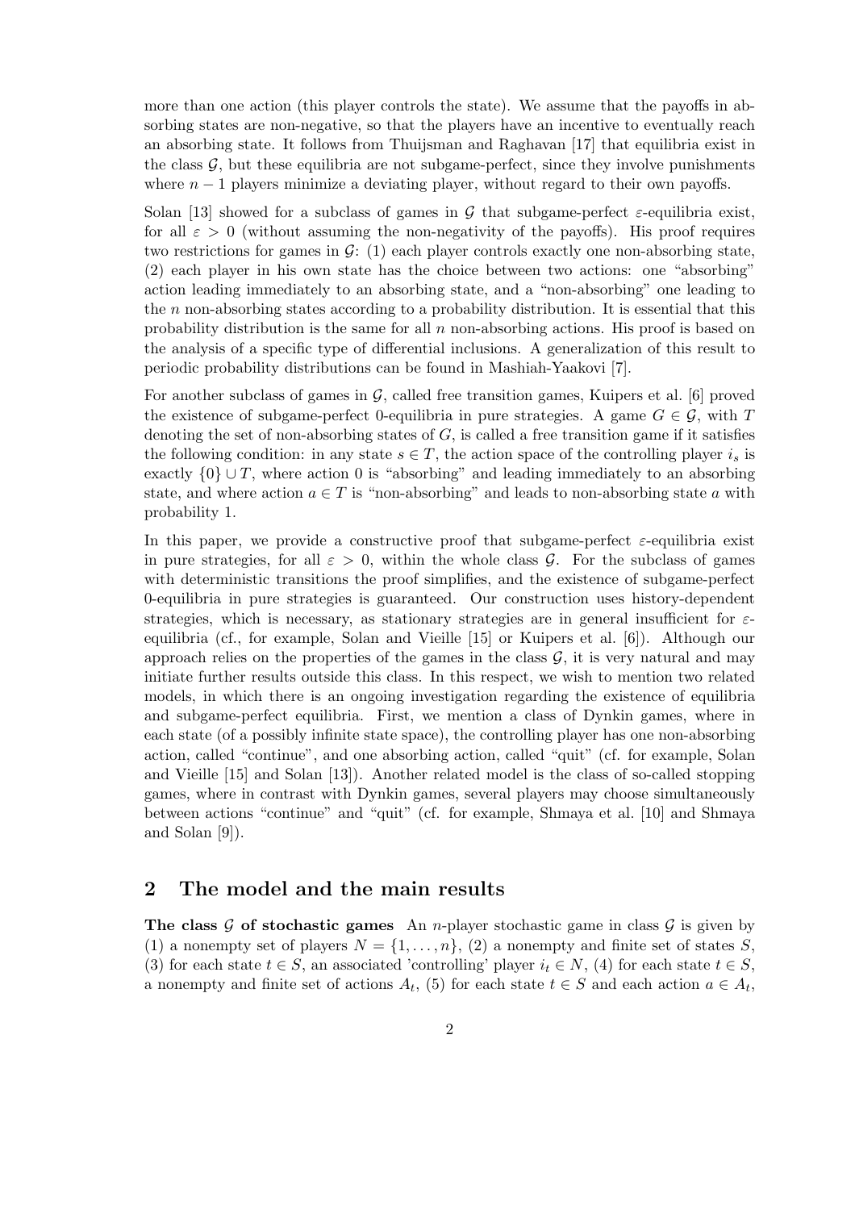more than one action (this player controls the state). We assume that the payoffs in absorbing states are non-negative, so that the players have an incentive to eventually reach an absorbing state. It follows from Thuijsman and Raghavan [17] that equilibria exist in the class $\mathcal{G}$, but these equilibria are not subgame-perfect, since they involve punishments where $n-1$ players minimize a deviating player, without regard to their own payoffs.

Solan [13] showed for a subclass of games in $\mathcal{G}$ that subgame-perfect $\varepsilon$-equilibria exist, for all $\varepsilon > 0$ (without assuming the non-negativity of the payoffs). His proof requires two restrictions for games in $\mathcal{G}$: (1) each player controls exactly one non-absorbing state, (2) each player in his own state has the choice between two actions: one "absorbing" action leading immediately to an absorbing state, and a "non-absorbing" one leading to the $n$ non-absorbing states according to a probability distribution. It is essential that this probability distribution is the same for all $n$ non-absorbing actions. His proof is based on the analysis of a specific type of differential inclusions. A generalization of this result to periodic probability distributions can be found in Mashiah-Yaakovi [7].

For another subclass of games in $\mathcal{G}$, called free transition games, Kuipers et al. [6] proved the existence of subgame-perfect 0-equilibria in pure strategies. A game $G \in \mathcal{G}$, with $T$ denoting the set of non-absorbing states of $G$, is called a free transition game if it satisfies the following condition: in any state $s \in T$, the action space of the controlling player $i_s$ is exactly $\{0\} \cup T$, where action 0 is "absorbing" and leading immediately to an absorbing state, and where action $a \in T$ is "non-absorbing" and leads to non-absorbing state $a$ with probability 1.

In this paper, we provide a constructive proof that subgame-perfect $\varepsilon$-equilibria exist in pure strategies, for all $\varepsilon > 0$, within the whole class $\mathcal{G}$. For the subclass of games with deterministic transitions the proof simplifies, and the existence of subgame-perfect 0-equilibria in pure strategies is guaranteed. Our construction uses history-dependent strategies, which is necessary, as stationary strategies are in general insufficient for $\varepsilon$-equilibria (cf., for example, Solan and Vieille [15] or Kuipers et al. [6]). Although our approach relies on the properties of the games in the class $\mathcal{G}$, it is very natural and may initiate further results outside this class. In this respect, we wish to mention two related models, in which there is an ongoing investigation regarding the existence of equilibria and subgame-perfect equilibria. First, we mention a class of Dynkin games, where in each state (of a possibly infinite state space), the controlling player has one non-absorbing action, called "continue", and one absorbing action, called "quit" (cf. for example, Solan and Vieille [15] and Solan [13]). Another related model is the class of so-called stopping games, where in contrast with Dynkin games, several players may choose simultaneously between actions "continue" and "quit" (cf. for example, Shmaya et al. [10] and Shmaya and Solan [9]).

## 2 The model and the main results

**The class $\mathcal{G}$ of stochastic games** An $n$-player stochastic game in class $\mathcal{G}$ is given by (1) a nonempty set of players $N = \{1, \ldots, n\}$, (2) a nonempty and finite set of states $S$, (3) for each state $t \in S$, an associated 'controlling' player $i_t \in N$, (4) for each state $t \in S$, a nonempty and finite set of actions $A_t$, (5) for each state $t \in S$ and each action $a \in A_t$,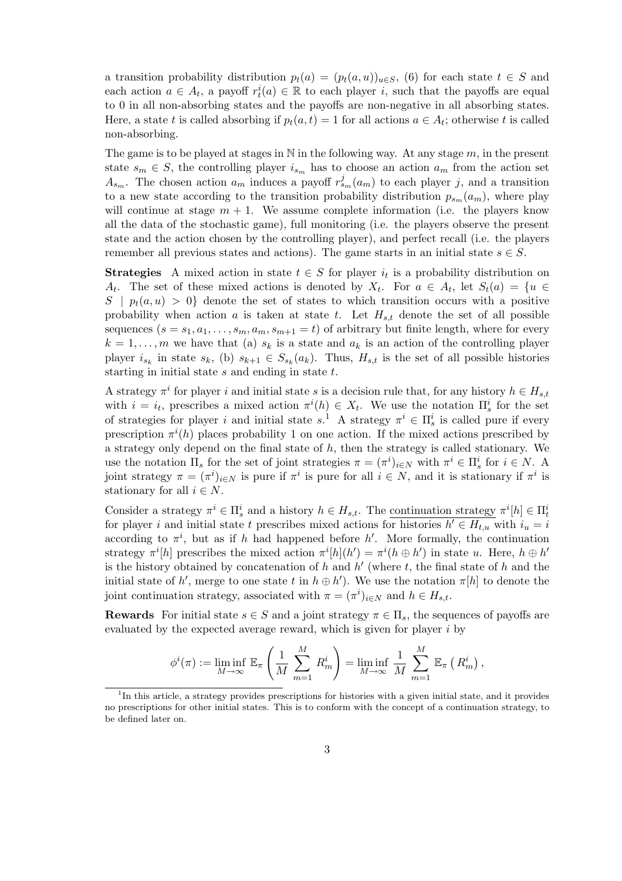a transition probability distribution $p_t(a) = (p_t(a,u))_{u \in S}$, (6) for each state $t \in S$ and each action $a \in A_t$, a payoff $r_t^i(a) \in \mathbb{R}$ to each player $i$, such that the payoffs are equal to 0 in all non-absorbing states and the payoffs are non-negative in all absorbing states. Here, a state $t$ is called absorbing if $p_t(a,t) = 1$ for all actions $a \in A_t$; otherwise $t$ is called non-absorbing.

The game is to be played at stages in $\mathbb{N}$ in the following way. At any stage $m$, in the present state $s_m \in S$, the controlling player $i_{s_m}$ has to choose an action $a_m$ from the action set $A_{s_m}$. The chosen action $a_m$ induces a payoff $r^j_{s_m}(a_m)$ to each player $j$, and a transition to a new state according to the transition probability distribution $p_{s_m}(a_m)$, where play will continue at stage $m+1$. We assume complete information (i.e. the players know all the data of the stochastic game), full monitoring (i.e. the players observe the present state and the action chosen by the controlling player), and perfect recall (i.e. the players remember all previous states and actions). The game starts in an initial state $s \in S$.

**Strategies** A mixed action in state $t \in S$ for player $i_t$ is a probability distribution on $A_t$. The set of these mixed actions is denoted by $X_t$. For $a \in A_t$, let $S_t(a) = \{u \in S \mid p_t(a,u) > 0\}$ denote the set of states to which transition occurs with a positive probability when action $a$ is taken at state $t$. Let $H_{s,t}$ denote the set of all possible sequences $(s = s_1, a_1, \ldots, s_m, a_m, s_{m+1} = t)$ of arbitrary but finite length, where for every $k = 1, \ldots, m$ we have that (a) $s_k$ is a state and $a_k$ is an action of the controlling player player $i_{s_k}$ in state $s_k$, (b) $s_{k+1} \in S_{s_k}(a_k)$. Thus, $H_{s,t}$ is the set of all possible histories starting in initial state $s$ and ending in state $t$.

A strategy $\pi^i$ for player $i$ and initial state $s$ is a decision rule that, for any history $h \in H_{s,t}$ with $i = i_t$, prescribes a mixed action $\pi^i(h) \in X_t$. We use the notation $\Pi^i_s$ for the set of strategies for player $i$ and initial state $s$.[1] A strategy $\pi^i \in \Pi^i_s$ is called pure if every prescription $\pi^i(h)$ places probability 1 on one action. If the mixed actions prescribed by a strategy only depend on the final state of $h$, then the strategy is called stationary. We use the notation $\Pi_s$ for the set of joint strategies $\pi = (\pi^i)_{i \in N}$ with $\pi^i \in \Pi^i_s$ for $i \in N$. A joint strategy $\pi = (\pi^i)_{i \in N}$ is pure if $\pi^i$ is pure for all $i \in N$, and it is stationary if $\pi^i$ is stationary for all $i \in N$.

Consider a strategy $\pi^i \in \Pi^i_s$ and a history $h \in H_{s,t}$. The continuation strategy $\pi^i[h] \in \Pi^i_t$ for player $i$ and initial state $t$ prescribes mixed actions for histories $h' \in H_{t,u}$ with $i_u = i$ according to $\pi^i$, but as if $h$ had happened before $h'$. More formally, the continuation strategy $\pi^i[h]$ prescribes the mixed action $\pi^i[h](h') = \pi^i(h \oplus h')$ in state $u$. Here, $h \oplus h'$ is the history obtained by concatenation of $h$ and $h'$ (where $t$, the final state of $h$ and the initial state of $h'$, merge to one state $t$ in $h \oplus h'$). We use the notation $\pi[h]$ to denote the joint continuation strategy, associated with $\pi = (\pi^i)_{i \in N}$ and $h \in H_{s,t}$.

**Rewards** For initial state $s \in S$ and a joint strategy $\pi \in \Pi_s$, the sequences of payoffs are evaluated by the expected average reward, which is given for player $i$ by

$$\phi^i(\pi) := \liminf_{M \to \infty} \mathbb{E}_\pi \left( \frac{1}{M} \sum_{m=1}^{M} R^i_m \right) = \liminf_{M \to \infty} \frac{1}{M} \sum_{m=1}^{M} \mathbb{E}_\pi \left( R^i_m \right),$$

[1] In this article, a strategy provides prescriptions for histories with a given initial state, and it provides no prescriptions for other initial states. This is to conform with the concept of a continuation strategy, to be defined later on.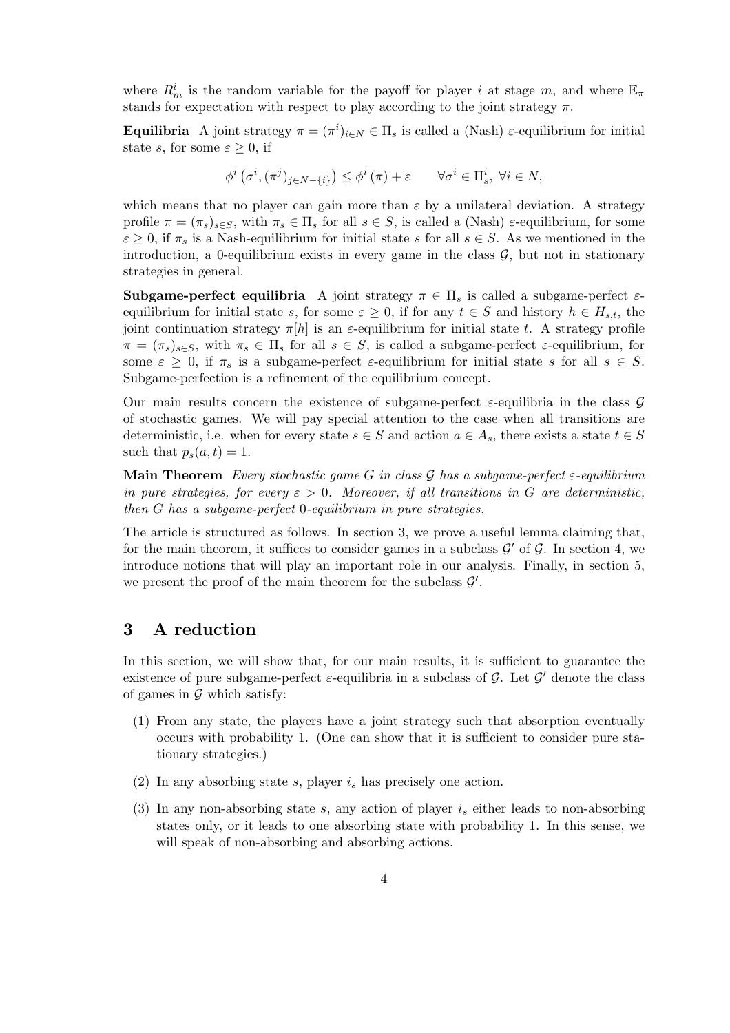where $R^i_m$ is the random variable for the payoff for player $i$ at stage $m$, and where $\mathbb{E}_\pi$ stands for expectation with respect to play according to the joint strategy $\pi$.

**Equilibria** A joint strategy $\pi = (\pi^i)_{i\in N} \in \Pi_s$ is called a (Nash) $\varepsilon$-equilibrium for initial state $s$, for some $\varepsilon \geq 0$, if

$$\phi^i\left(\sigma^i, (\pi^j)_{j\in N-\{i\}}\right) \leq \phi^i(\pi) + \varepsilon \qquad \forall \sigma^i \in \Pi^i_s,\ \forall i \in N,$$

which means that no player can gain more than $\varepsilon$ by a unilateral deviation. A strategy profile $\pi = (\pi_s)_{s\in S}$, with $\pi_s \in \Pi_s$ for all $s \in S$, is called a (Nash) $\varepsilon$-equilibrium, for some $\varepsilon \geq 0$, if $\pi_s$ is a Nash-equilibrium for initial state $s$ for all $s \in S$. As we mentioned in the introduction, a 0-equilibrium exists in every game in the class $\mathcal{G}$, but not in stationary strategies in general.

**Subgame-perfect equilibria** A joint strategy $\pi \in \Pi_s$ is called a subgame-perfect $\varepsilon$-equilibrium for initial state $s$, for some $\varepsilon \geq 0$, if for any $t \in S$ and history $h \in H_{s,t}$, the joint continuation strategy $\pi[h]$ is an $\varepsilon$-equilibrium for initial state $t$. A strategy profile $\pi = (\pi_s)_{s\in S}$, with $\pi_s \in \Pi_s$ for all $s \in S$, is called a subgame-perfect $\varepsilon$-equilibrium, for some $\varepsilon \geq 0$, if $\pi_s$ is a subgame-perfect $\varepsilon$-equilibrium for initial state $s$ for all $s \in S$. Subgame-perfection is a refinement of the equilibrium concept.

Our main results concern the existence of subgame-perfect $\varepsilon$-equilibria in the class $\mathcal{G}$ of stochastic games. We will pay special attention to the case when all transitions are deterministic, i.e. when for every state $s \in S$ and action $a \in A_s$, there exists a state $t \in S$ such that $p_s(a,t) = 1$.

**Main Theorem** *Every stochastic game $G$ in class $\mathcal{G}$ has a subgame-perfect $\varepsilon$-equilibrium in pure strategies, for every $\varepsilon > 0$. Moreover, if all transitions in $G$ are deterministic, then $G$ has a subgame-perfect 0-equilibrium in pure strategies.*

The article is structured as follows. In section 3, we prove a useful lemma claiming that, for the main theorem, it suffices to consider games in a subclass $\mathcal{G}'$ of $\mathcal{G}$. In section 4, we introduce notions that will play an important role in our analysis. Finally, in section 5, we present the proof of the main theorem for the subclass $\mathcal{G}'$.

## 3 A reduction

In this section, we will show that, for our main results, it is sufficient to guarantee the existence of pure subgame-perfect $\varepsilon$-equilibria in a subclass of $\mathcal{G}$. Let $\mathcal{G}'$ denote the class of games in $\mathcal{G}$ which satisfy:

(1) From any state, the players have a joint strategy such that absorption eventually occurs with probability 1. (One can show that it is sufficient to consider pure stationary strategies.)

(2) In any absorbing state $s$, player $i_s$ has precisely one action.

(3) In any non-absorbing state $s$, any action of player $i_s$ either leads to non-absorbing states only, or it leads to one absorbing state with probability 1. In this sense, we will speak of non-absorbing and absorbing actions.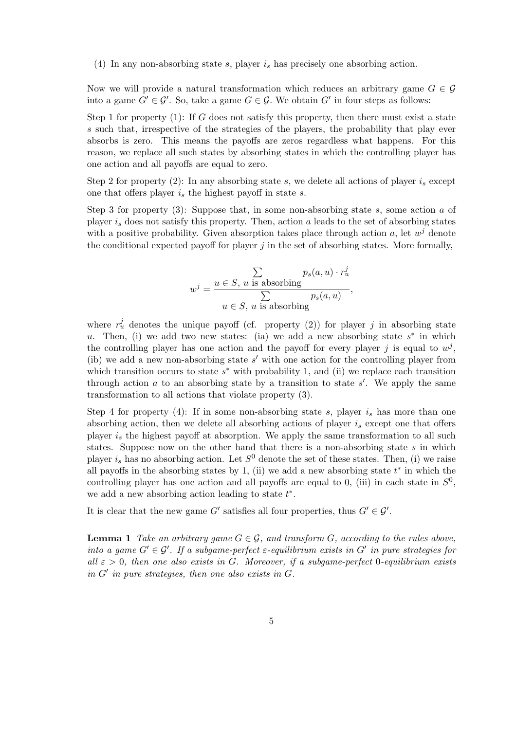(4) In any non-absorbing state $s$, player $i_s$ has precisely one absorbing action.

Now we will provide a natural transformation which reduces an arbitrary game $G \in \mathcal{G}$ into a game $G' \in \mathcal{G}'$. So, take a game $G \in \mathcal{G}$. We obtain $G'$ in four steps as follows:

Step 1 for property (1): If $G$ does not satisfy this property, then there must exist a state $s$ such that, irrespective of the strategies of the players, the probability that play ever absorbs is zero. This means the payoffs are zeros regardless what happens. For this reason, we replace all such states by absorbing states in which the controlling player has one action and all payoffs are equal to zero.

Step 2 for property (2): In any absorbing state $s$, we delete all actions of player $i_s$ except one that offers player $i_s$ the highest payoff in state $s$.

Step 3 for property (3): Suppose that, in some non-absorbing state $s$, some action $a$ of player $i_s$ does not satisfy this property. Then, action $a$ leads to the set of absorbing states with a positive probability. Given absorption takes place through action $a$, let $w^j$ denote the conditional expected payoff for player $j$ in the set of absorbing states. More formally,

$$w^j = \frac{\sum_{u \in S,\ u \text{ is absorbing}} p_s(a, u) \cdot r_u^j}{\sum_{u \in S,\ u \text{ is absorbing}} p_s(a, u)},$$

where $r_u^j$ denotes the unique payoff (cf. property (2)) for player $j$ in absorbing state $u$. Then, (i) we add two new states: (ia) we add a new absorbing state $s^*$ in which the controlling player has one action and the payoff for every player $j$ is equal to $w^j$, (ib) we add a new non-absorbing state $s'$ with one action for the controlling player from which transition occurs to state $s^*$ with probability 1, and (ii) we replace each transition through action $a$ to an absorbing state by a transition to state $s'$. We apply the same transformation to all actions that violate property (3).

Step 4 for property (4): If in some non-absorbing state $s$, player $i_s$ has more than one absorbing action, then we delete all absorbing actions of player $i_s$ except one that offers player $i_s$ the highest payoff at absorption. We apply the same transformation to all such states. Suppose now on the other hand that there is a non-absorbing state $s$ in which player $i_s$ has no absorbing action. Let $S^0$ denote the set of these states. Then, (i) we raise all payoffs in the absorbing states by 1, (ii) we add a new absorbing state $t^*$ in which the controlling player has one action and all payoffs are equal to 0, (iii) in each state in $S^0$, we add a new absorbing action leading to state $t^*$.

It is clear that the new game $G'$ satisfies all four properties, thus $G' \in \mathcal{G}'$.

**Lemma 1** *Take an arbitrary game $G \in \mathcal{G}$, and transform $G$, according to the rules above, into a game $G' \in \mathcal{G}'$. If a subgame-perfect $\varepsilon$-equilibrium exists in $G'$ in pure strategies for all $\varepsilon > 0$, then one also exists in $G$. Moreover, if a subgame-perfect 0-equilibrium exists in $G'$ in pure strategies, then one also exists in $G$.*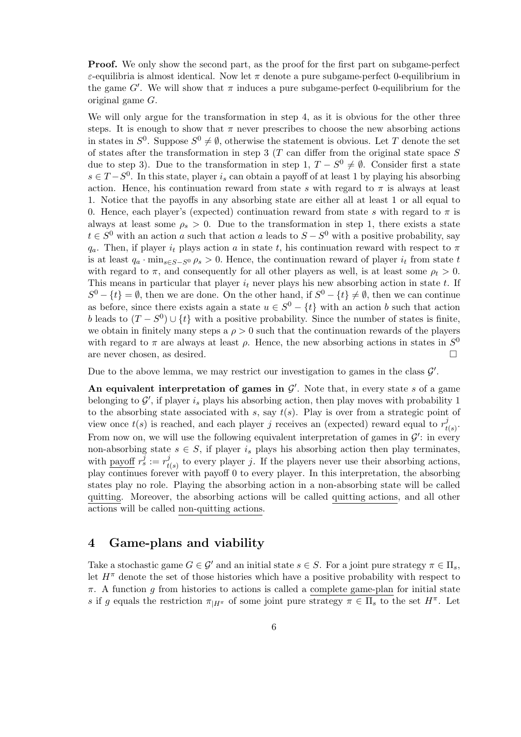**Proof.** We only show the second part, as the proof for the first part on subgame-perfect $\varepsilon$-equilibria is almost identical. Now let $\pi$ denote a pure subgame-perfect 0-equilibrium in the game $G'$. We will show that $\pi$ induces a pure subgame-perfect 0-equilibrium for the original game $G$.

We will only argue for the transformation in step 4, as it is obvious for the other three steps. It is enough to show that $\pi$ never prescribes to choose the new absorbing actions in states in $S^0$. Suppose $S^0 \neq \emptyset$, otherwise the statement is obvious. Let $T$ denote the set of states after the transformation in step 3 ($T$ can differ from the original state space $S$ due to step 3). Due to the transformation in step 1, $T - S^0 \neq \emptyset$. Consider first a state $s \in T - S^0$. In this state, player $i_s$ can obtain a payoff of at least 1 by playing his absorbing action. Hence, his continuation reward from state $s$ with regard to $\pi$ is always at least 1. Notice that the payoffs in any absorbing state are either all at least 1 or all equal to 0. Hence, each player's (expected) continuation reward from state $s$ with regard to $\pi$ is always at least some $\rho_s > 0$. Due to the transformation in step 1, there exists a state $t \in S^0$ with an action $a$ such that action $a$ leads to $S - S^0$ with a positive probability, say $q_a$. Then, if player $i_t$ plays action $a$ in state $t$, his continuation reward with respect to $\pi$ is at least $q_a \cdot \min_{s \in S - S^0} \rho_s > 0$. Hence, the continuation reward of player $i_t$ from state $t$ with regard to $\pi$, and consequently for all other players as well, is at least some $\rho_t > 0$. This means in particular that player $i_t$ never plays his new absorbing action in state $t$. If $S^0 - \{t\} = \emptyset$, then we are done. On the other hand, if $S^0 - \{t\} \neq \emptyset$, then we can continue as before, since there exists again a state $u \in S^0 - \{t\}$ with an action $b$ such that action $b$ leads to $(T - S^0) \cup \{t\}$ with a positive probability. Since the number of states is finite, we obtain in finitely many steps a $\rho > 0$ such that the continuation rewards of the players with regard to $\pi$ are always at least $\rho$. Hence, the new absorbing actions in states in $S^0$ are never chosen, as desired. $\square$

Due to the above lemma, we may restrict our investigation to games in the class $\mathcal{G}'$.

**An equivalent interpretation of games in $\mathcal{G}'$.** Note that, in every state $s$ of a game belonging to $\mathcal{G}'$, if player $i_s$ plays his absorbing action, then play moves with probability 1 to the absorbing state associated with $s$, say $t(s)$. Play is over from a strategic point of view once $t(s)$ is reached, and each player $j$ receives an (expected) reward equal to $r^j_{t(s)}$. From now on, we will use the following equivalent interpretation of games in $\mathcal{G}'$: in every non-absorbing state $s \in S$, if player $i_s$ plays his absorbing action then play terminates, with <u>payoff</u> $r^j_s := r^j_{t(s)}$ to every player $j$. If the players never use their absorbing actions, play continues forever with payoff 0 to every player. In this interpretation, the absorbing states play no role. Playing the absorbing action in a non-absorbing state will be called <u>quitting</u>. Moreover, the absorbing actions will be called <u>quitting actions</u>, and all other actions will be called <u>non-quitting actions</u>.

## 4 Game-plans and viability

Take a stochastic game $G \in \mathcal{G}'$ and an initial state $s \in S$. For a joint pure strategy $\pi \in \Pi_s$, let $H^\pi$ denote the set of those histories which have a positive probability with respect to $\pi$. A function $g$ from histories to actions is called a <u>complete game-plan</u> for initial state $s$ if $g$ equals the restriction $\pi_{|H^\pi}$ of some joint pure strategy $\pi \in \Pi_s$ to the set $H^\pi$. Let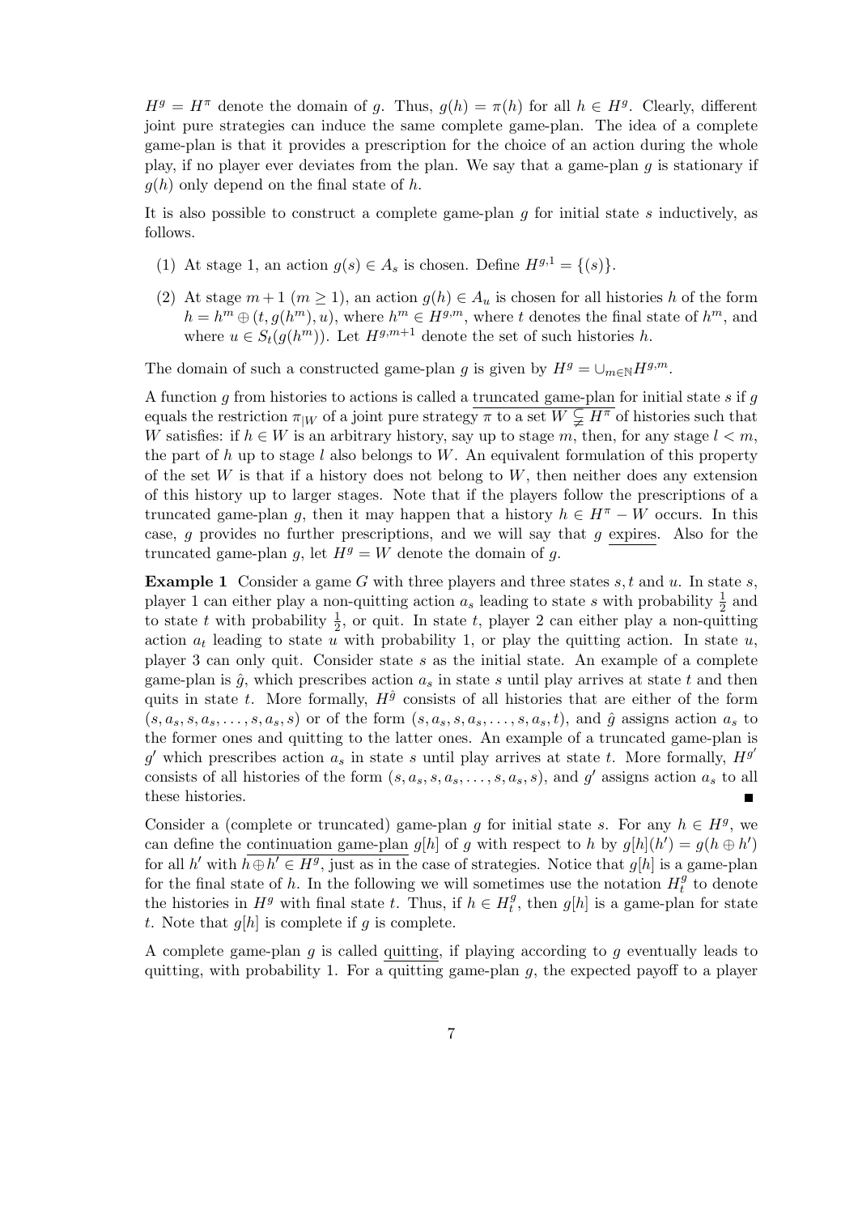$H^g = H^\pi$ denote the domain of $g$. Thus, $g(h) = \pi(h)$ for all $h \in H^g$. Clearly, different joint pure strategies can induce the same complete game-plan. The idea of a complete game-plan is that it provides a prescription for the choice of an action during the whole play, if no player ever deviates from the plan. We say that a game-plan $g$ is stationary if $g(h)$ only depend on the final state of $h$.

It is also possible to construct a complete game-plan $g$ for initial state $s$ inductively, as follows.

(1) At stage 1, an action $g(s) \in A_s$ is chosen. Define $H^{g,1} = \{(s)\}$.

(2) At stage $m+1$ ($m \geq 1$), an action $g(h) \in A_u$ is chosen for all histories $h$ of the form $h = h^m \oplus (t, g(h^m), u)$, where $h^m \in H^{g,m}$, where $t$ denotes the final state of $h^m$, and where $u \in S_t(g(h^m))$. Let $H^{g,m+1}$ denote the set of such histories $h$.

The domain of such a constructed game-plan $g$ is given by $H^g = \cup_{m \in \mathbb{N}} H^{g,m}$.

A function $g$ from histories to actions is called a <u>truncated game-plan</u> for initial state $s$ if $g$ equals the restriction $\pi_{|W}$ of a joint pure strategy $\pi$ to a set $W \subsetneqq H^\pi$ of histories such that $W$ satisfies: if $h \in W$ is an arbitrary history, say up to stage $m$, then, for any stage $l < m$, the part of $h$ up to stage $l$ also belongs to $W$. An equivalent formulation of this property of the set $W$ is that if a history does not belong to $W$, then neither does any extension of this history up to larger stages. Note that if the players follow the prescriptions of a truncated game-plan $g$, then it may happen that a history $h \in H^\pi - W$ occurs. In this case, $g$ provides no further prescriptions, and we will say that $g$ <u>expires</u>. Also for the truncated game-plan $g$, let $H^g = W$ denote the domain of $g$.

**Example 1** Consider a game $G$ with three players and three states $s, t$ and $u$. In state $s$, player 1 can either play a non-quitting action $a_s$ leading to state $s$ with probability $\frac{1}{2}$ and to state $t$ with probability $\frac{1}{2}$, or quit. In state $t$, player 2 can either play a non-quitting action $a_t$ leading to state $u$ with probability 1, or play the quitting action. In state $u$, player 3 can only quit. Consider state $s$ as the initial state. An example of a complete game-plan is $\hat{g}$, which prescribes action $a_s$ in state $s$ until play arrives at state $t$ and then quits in state $t$. More formally, $H^{\hat{g}}$ consists of all histories that are either of the form $(s, a_s, s, a_s, \ldots, s, a_s, s)$ or of the form $(s, a_s, s, a_s, \ldots, s, a_s, t)$, and $\hat{g}$ assigns action $a_s$ to the former ones and quitting to the latter ones. An example of a truncated game-plan is $g'$ which prescribes action $a_s$ in state $s$ until play arrives at state $t$. More formally, $H^{g'}$ consists of all histories of the form $(s, a_s, s, a_s, \ldots, s, a_s, s)$, and $g'$ assigns action $a_s$ to all these histories. ∎

Consider a (complete or truncated) game-plan $g$ for initial state $s$. For any $h \in H^g$, we can define the <u>continuation game-plan</u> $g[h]$ of $g$ with respect to $h$ by $g[h](h') = g(h \oplus h')$ for all $h'$ with $h \oplus h' \in H^g$, just as in the case of strategies. Notice that $g[h]$ is a game-plan for the final state of $h$. In the following we will sometimes use the notation $H^g_t$ to denote the histories in $H^g$ with final state $t$. Thus, if $h \in H^g_t$, then $g[h]$ is a game-plan for state $t$. Note that $g[h]$ is complete if $g$ is complete.

A complete game-plan $g$ is called <u>quitting</u>, if playing according to $g$ eventually leads to quitting, with probability 1. For a quitting game-plan $g$, the expected payoff to a player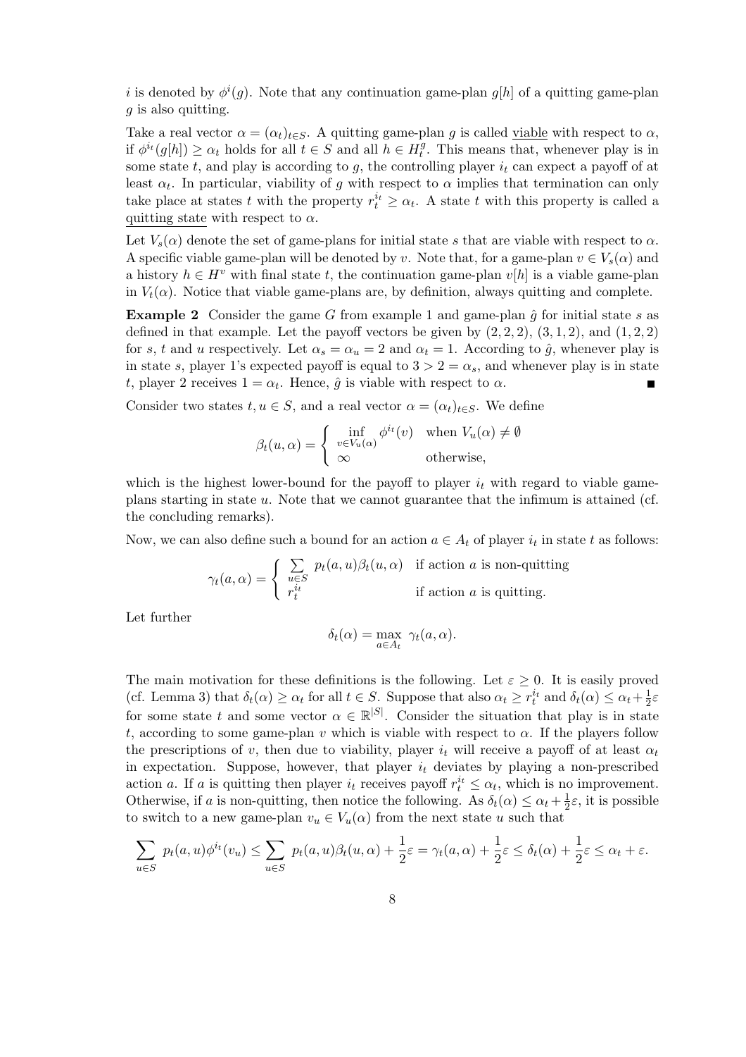$i$ is denoted by $\phi^i(g)$. Note that any continuation game-plan $g[h]$ of a quitting game-plan $g$ is also quitting.

Take a real vector $\alpha = (\alpha_t)_{t \in S}$. A quitting game-plan $g$ is called viable with respect to $\alpha$, if $\phi^{i_t}(g[h]) \geq \alpha_t$ holds for all $t \in S$ and all $h \in H_t^g$. This means that, whenever play is in some state $t$, and play is according to $g$, the controlling player $i_t$ can expect a payoff of at least $\alpha_t$. In particular, viability of $g$ with respect to $\alpha$ implies that termination can only take place at states $t$ with the property $r_t^{i_t} \geq \alpha_t$. A state $t$ with this property is called a quitting state with respect to $\alpha$.

Let $V_s(\alpha)$ denote the set of game-plans for initial state $s$ that are viable with respect to $\alpha$. A specific viable game-plan will be denoted by $v$. Note that, for a game-plan $v \in V_s(\alpha)$ and a history $h \in H^v$ with final state $t$, the continuation game-plan $v[h]$ is a viable game-plan in $V_t(\alpha)$. Notice that viable game-plans are, by definition, always quitting and complete.

**Example 2** Consider the game $G$ from example 1 and game-plan $\hat{g}$ for initial state $s$ as defined in that example. Let the payoff vectors be given by $(2,2,2)$, $(3,1,2)$, and $(1,2,2)$ for $s$, $t$ and $u$ respectively. Let $\alpha_s = \alpha_u = 2$ and $\alpha_t = 1$. According to $\hat{g}$, whenever play is in state $s$, player 1's expected payoff is equal to $3 > 2 = \alpha_s$, and whenever play is in state $t$, player 2 receives $1 = \alpha_t$. Hence, $\hat{g}$ is viable with respect to $\alpha$. ∎

Consider two states $t, u \in S$, and a real vector $\alpha = (\alpha_t)_{t \in S}$. We define

$$\beta_t(u, \alpha) = \begin{cases} \inf\limits_{v \in V_u(\alpha)} \phi^{i_t}(v) & \text{when } V_u(\alpha) \neq \emptyset \\ \infty & \text{otherwise,} \end{cases}$$

which is the highest lower-bound for the payoff to player $i_t$ with regard to viable game-plans starting in state $u$. Note that we cannot guarantee that the infimum is attained (cf. the concluding remarks).

Now, we can also define such a bound for an action $a \in A_t$ of player $i_t$ in state $t$ as follows:

$$\gamma_t(a, \alpha) = \begin{cases} \sum\limits_{u \in S} p_t(a, u) \beta_t(u, \alpha) & \text{if action } a \text{ is non-quitting} \\ r_t^{i_t} & \text{if action } a \text{ is quitting.} \end{cases}$$

Let further

$$\delta_t(\alpha) = \max_{a \in A_t} \gamma_t(a, \alpha).$$

The main motivation for these definitions is the following. Let $\varepsilon \geq 0$. It is easily proved (cf. Lemma 3) that $\delta_t(\alpha) \geq \alpha_t$ for all $t \in S$. Suppose that also $\alpha_t \geq r_t^{i_t}$ and $\delta_t(\alpha) \leq \alpha_t + \frac{1}{2}\varepsilon$ for some state $t$ and some vector $\alpha \in \mathbb{R}^{|S|}$. Consider the situation that play is in state $t$, according to some game-plan $v$ which is viable with respect to $\alpha$. If the players follow the prescriptions of $v$, then due to viability, player $i_t$ will receive a payoff of at least $\alpha_t$ in expectation. Suppose, however, that player $i_t$ deviates by playing a non-prescribed action $a$. If $a$ is quitting then player $i_t$ receives payoff $r_t^{i_t} \leq \alpha_t$, which is no improvement. Otherwise, if $a$ is non-quitting, then notice the following. As $\delta_t(\alpha) \leq \alpha_t + \frac{1}{2}\varepsilon$, it is possible to switch to a new game-plan $v_u \in V_u(\alpha)$ from the next state $u$ such that

$$\sum_{u \in S} p_t(a, u) \phi^{i_t}(v_u) \leq \sum_{u \in S} p_t(a, u) \beta_t(u, \alpha) + \frac{1}{2}\varepsilon = \gamma_t(a, \alpha) + \frac{1}{2}\varepsilon \leq \delta_t(\alpha) + \frac{1}{2}\varepsilon \leq \alpha_t + \varepsilon.$$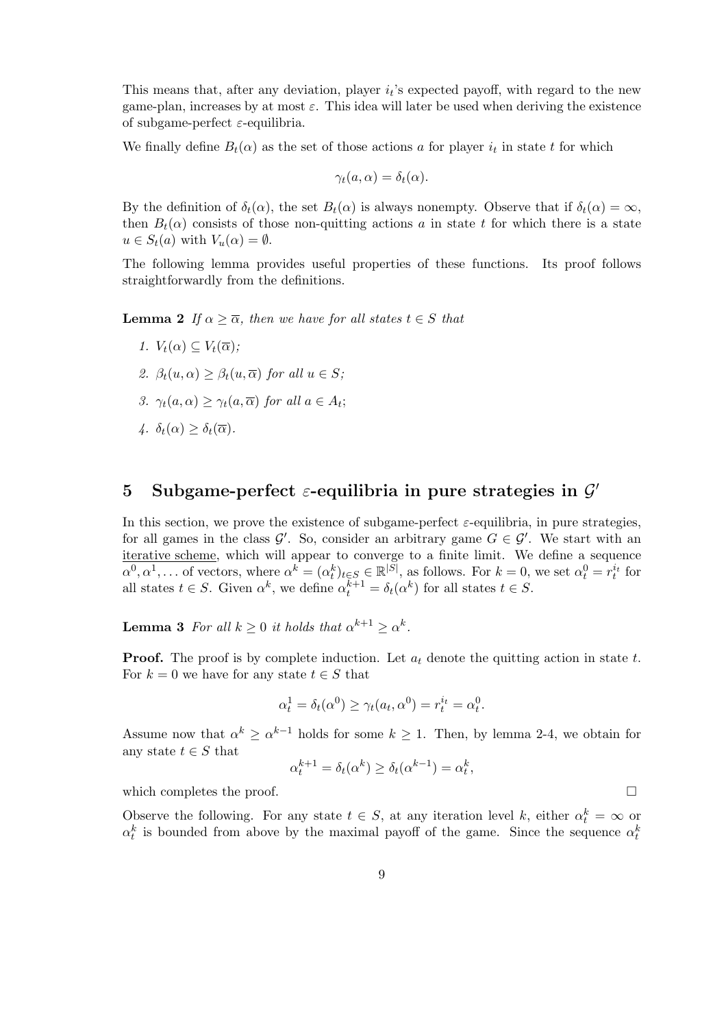This means that, after any deviation, player $i_t$'s expected payoff, with regard to the new game-plan, increases by at most $\varepsilon$. This idea will later be used when deriving the existence of subgame-perfect $\varepsilon$-equilibria.

We finally define $B_t(\alpha)$ as the set of those actions $a$ for player $i_t$ in state $t$ for which

$$\gamma_t(a, \alpha) = \delta_t(\alpha).$$

By the definition of $\delta_t(\alpha)$, the set $B_t(\alpha)$ is always nonempty. Observe that if $\delta_t(\alpha) = \infty$, then $B_t(\alpha)$ consists of those non-quitting actions $a$ in state $t$ for which there is a state $u \in S_t(a)$ with $V_u(\alpha) = \emptyset$.

The following lemma provides useful properties of these functions. Its proof follows straightforwardly from the definitions.

**Lemma 2** *If $\alpha \geq \overline{\alpha}$, then we have for all states $t \in S$ that*

1. $V_t(\alpha) \subseteq V_t(\overline{\alpha})$;
2. $\beta_t(u, \alpha) \geq \beta_t(u, \overline{\alpha})$ *for all* $u \in S$;
3. $\gamma_t(a, \alpha) \geq \gamma_t(a, \overline{\alpha})$ *for all* $a \in A_t$;
4. $\delta_t(\alpha) \geq \delta_t(\overline{\alpha})$.

## 5 Subgame-perfect $\varepsilon$-equilibria in pure strategies in $\mathcal{G}'$

In this section, we prove the existence of subgame-perfect $\varepsilon$-equilibria, in pure strategies, for all games in the class $\mathcal{G}'$. So, consider an arbitrary game $G \in \mathcal{G}'$. We start with an iterative scheme, which will appear to converge to a finite limit. We define a sequence $\alpha^0, \alpha^1, \ldots$ of vectors, where $\alpha^k = (\alpha_t^k)_{t \in S} \in \mathbb{R}^{|S|}$, as follows. For $k = 0$, we set $\alpha_t^0 = r_t^{i_t}$ for all states $t \in S$. Given $\alpha^k$, we define $\alpha_t^{k+1} = \delta_t(\alpha^k)$ for all states $t \in S$.

**Lemma 3** *For all $k \geq 0$ it holds that $\alpha^{k+1} \geq \alpha^k$.*

**Proof.** The proof is by complete induction. Let $a_t$ denote the quitting action in state $t$. For $k = 0$ we have for any state $t \in S$ that

$$\alpha_t^1 = \delta_t(\alpha^0) \geq \gamma_t(a_t, \alpha^0) = r_t^{i_t} = \alpha_t^0.$$

Assume now that $\alpha^k \geq \alpha^{k-1}$ holds for some $k \geq 1$. Then, by lemma 2-4, we obtain for any state $t \in S$ that

$$\alpha_t^{k+1} = \delta_t(\alpha^k) \geq \delta_t(\alpha^{k-1}) = \alpha_t^k,$$

which completes the proof. $\square$

Observe the following. For any state $t \in S$, at any iteration level $k$, either $\alpha_t^k = \infty$ or $\alpha_t^k$ is bounded from above by the maximal payoff of the game. Since the sequence $\alpha_t^k$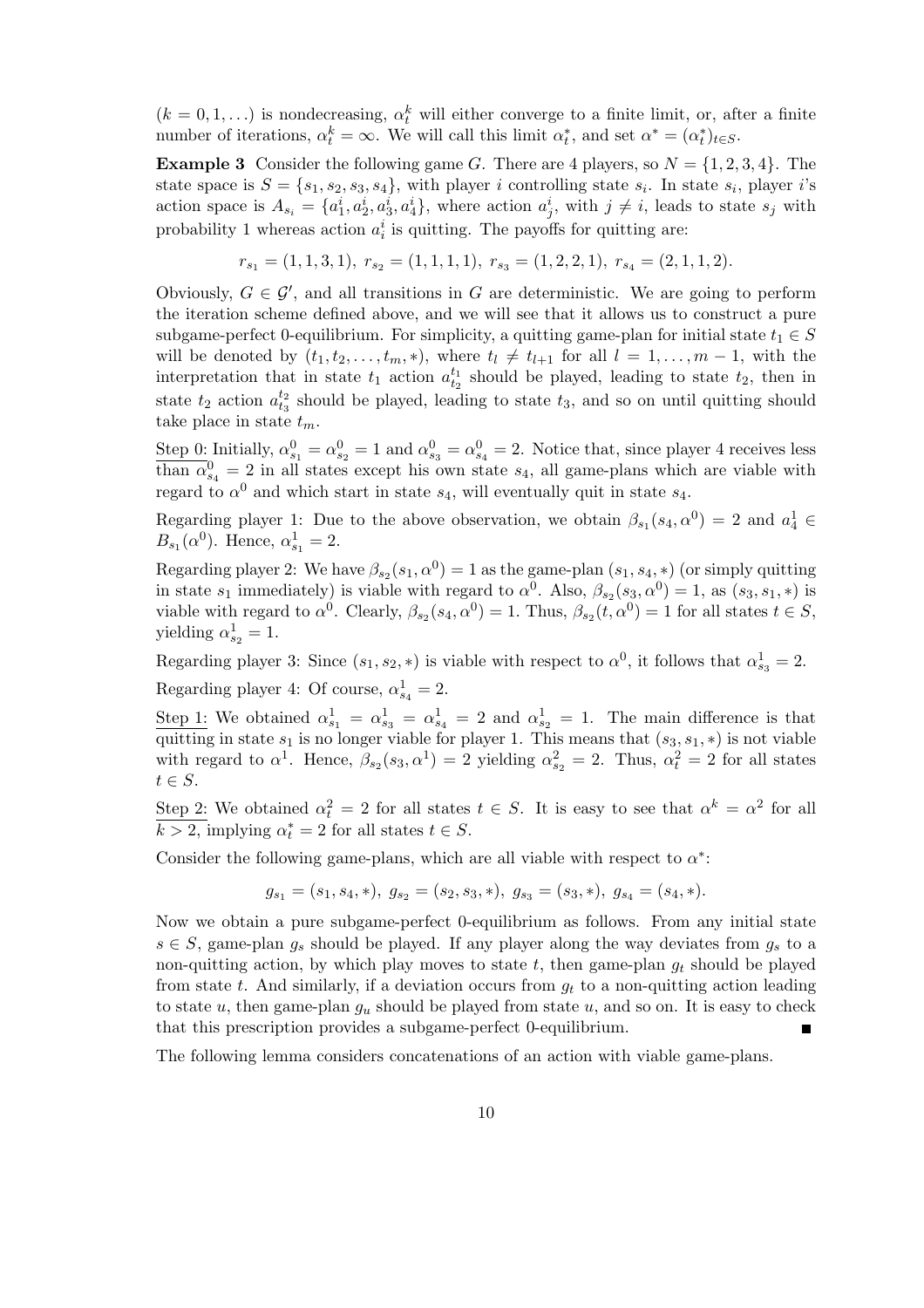$(k = 0, 1, \ldots)$ is nondecreasing, $\alpha_t^k$ will either converge to a finite limit, or, after a finite number of iterations, $\alpha_t^k = \infty$. We will call this limit $\alpha_t^*$, and set $\alpha^* = (\alpha_t^*)_{t \in S}$.

**Example 3** Consider the following game $G$. There are 4 players, so $N = \{1, 2, 3, 4\}$. The state space is $S = \{s_1, s_2, s_3, s_4\}$, with player $i$ controlling state $s_i$. In state $s_i$, player $i$'s action space is $A_{s_i} = \{a_1^i, a_2^i, a_3^i, a_4^i\}$, where action $a_j^i$, with $j \neq i$, leads to state $s_j$ with probability 1 whereas action $a_i^i$ is quitting. The payoffs for quitting are:

$$r_{s_1} = (1, 1, 3, 1),\ r_{s_2} = (1, 1, 1, 1),\ r_{s_3} = (1, 2, 2, 1),\ r_{s_4} = (2, 1, 1, 2).$$

Obviously, $G \in \mathcal{G}'$, and all transitions in $G$ are deterministic. We are going to perform the iteration scheme defined above, and we will see that it allows us to construct a pure subgame-perfect 0-equilibrium. For simplicity, a quitting game-plan for initial state $t_1 \in S$ will be denoted by $(t_1, t_2, \ldots, t_m, *)$, where $t_l \neq t_{l+1}$ for all $l = 1, \ldots, m-1$, with the interpretation that in state $t_1$ action $a_{t_2}^{t_1}$ should be played, leading to state $t_2$, then in state $t_2$ action $a_{t_3}^{t_2}$ should be played, leading to state $t_3$, and so on until quitting should take place in state $t_m$.

<u>Step 0:</u> Initially, $\alpha_{s_1}^0 = \alpha_{s_2}^0 = 1$ and $\alpha_{s_3}^0 = \alpha_{s_4}^0 = 2$. Notice that, since player 4 receives less than $\alpha_{s_4}^0 = 2$ in all states except his own state $s_4$, all game-plans which are viable with regard to $\alpha^0$ and which start in state $s_4$, will eventually quit in state $s_4$.

Regarding player 1: Due to the above observation, we obtain $\beta_{s_1}(s_4, \alpha^0) = 2$ and $a_4^1 \in B_{s_1}(\alpha^0)$. Hence, $\alpha_{s_1}^1 = 2$.

Regarding player 2: We have $\beta_{s_2}(s_1, \alpha^0) = 1$ as the game-plan $(s_1, s_4, *)$ (or simply quitting in state $s_1$ immediately) is viable with regard to $\alpha^0$. Also, $\beta_{s_2}(s_3, \alpha^0) = 1$, as $(s_3, s_1, *)$ is viable with regard to $\alpha^0$. Clearly, $\beta_{s_2}(s_4, \alpha^0) = 1$. Thus, $\beta_{s_2}(t, \alpha^0) = 1$ for all states $t \in S$, yielding $\alpha_{s_2}^1 = 1$.

Regarding player 3: Since $(s_1, s_2, *)$ is viable with respect to $\alpha^0$, it follows that $\alpha_{s_3}^1 = 2$.

Regarding player 4: Of course, $\alpha_{s_4}^1 = 2$.

<u>Step 1:</u> We obtained $\alpha_{s_1}^1 = \alpha_{s_3}^1 = \alpha_{s_4}^1 = 2$ and $\alpha_{s_2}^1 = 1$. The main difference is that quitting in state $s_1$ is no longer viable for player 1. This means that $(s_3, s_1, *)$ is not viable with regard to $\alpha^1$. Hence, $\beta_{s_2}(s_3, \alpha^1) = 2$ yielding $\alpha_{s_2}^2 = 2$. Thus, $\alpha_t^2 = 2$ for all states $t \in S$.

<u>Step 2:</u> We obtained $\alpha_t^2 = 2$ for all states $t \in S$. It is easy to see that $\alpha^k = \alpha^2$ for all $k > 2$, implying $\alpha_t^* = 2$ for all states $t \in S$.

Consider the following game-plans, which are all viable with respect to $\alpha^*$:

$$g_{s_1} = (s_1, s_4, *),\ g_{s_2} = (s_2, s_3, *),\ g_{s_3} = (s_3, *),\ g_{s_4} = (s_4, *).$$

Now we obtain a pure subgame-perfect 0-equilibrium as follows. From any initial state $s \in S$, game-plan $g_s$ should be played. If any player along the way deviates from $g_s$ to a non-quitting action, by which play moves to state $t$, then game-plan $g_t$ should be played from state $t$. And similarly, if a deviation occurs from $g_t$ to a non-quitting action leading to state $u$, then game-plan $g_u$ should be played from state $u$, and so on. It is easy to check that this prescription provides a subgame-perfect 0-equilibrium. ∎

The following lemma considers concatenations of an action with viable game-plans.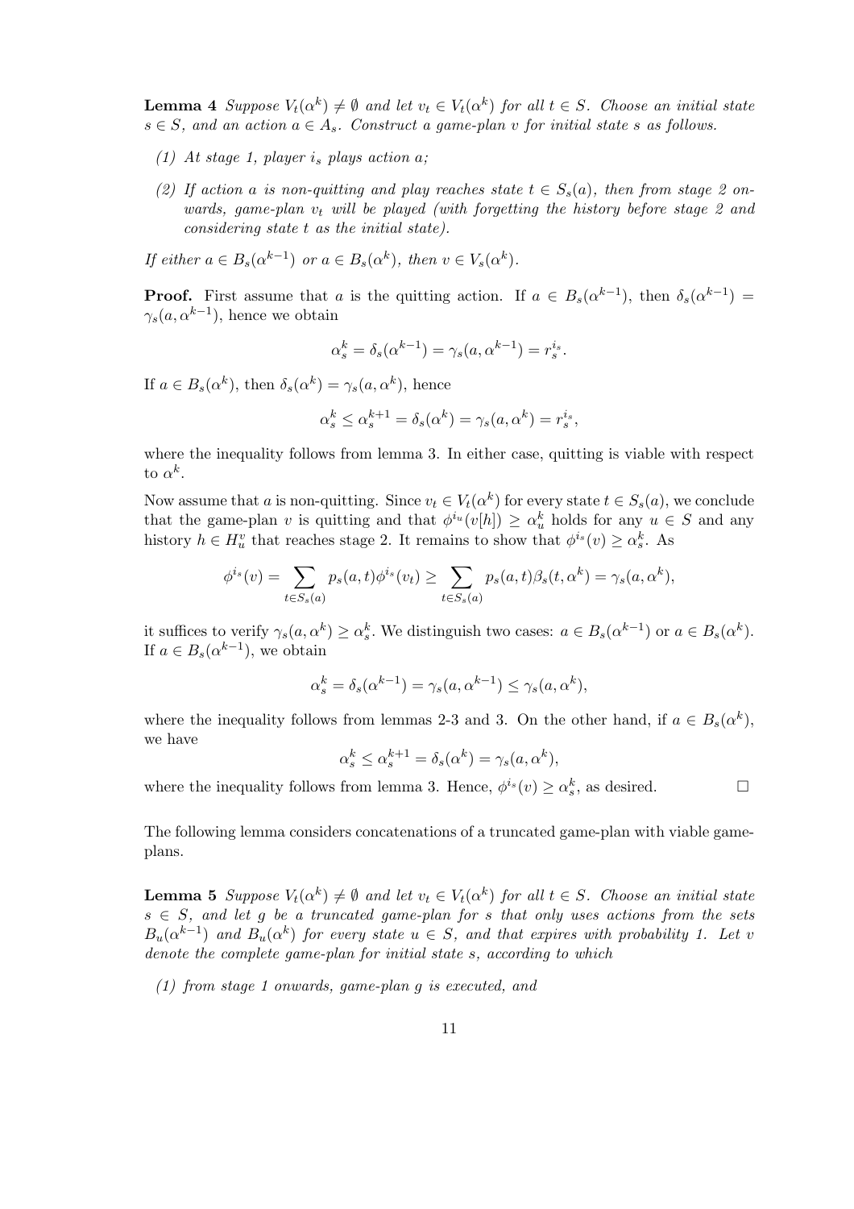**Lemma 4** *Suppose $V_t(\alpha^k) \neq \emptyset$ and let $v_t \in V_t(\alpha^k)$ for all $t \in S$. Choose an initial state $s \in S$, and an action $a \in A_s$. Construct a game-plan $v$ for initial state $s$ as follows.*

*(1) At stage 1, player $i_s$ plays action $a$;*

*(2) If action $a$ is non-quitting and play reaches state $t \in S_s(a)$, then from stage 2 onwards, game-plan $v_t$ will be played (with forgetting the history before stage 2 and considering state $t$ as the initial state).*

*If either $a \in B_s(\alpha^{k-1})$ or $a \in B_s(\alpha^k)$, then $v \in V_s(\alpha^k)$.*

**Proof.** First assume that $a$ is the quitting action. If $a \in B_s(\alpha^{k-1})$, then $\delta_s(\alpha^{k-1}) = \gamma_s(a, \alpha^{k-1})$, hence we obtain

$$\alpha_s^k = \delta_s(\alpha^{k-1}) = \gamma_s(a, \alpha^{k-1}) = r_s^{i_s}.$$

If $a \in B_s(\alpha^k)$, then $\delta_s(\alpha^k) = \gamma_s(a, \alpha^k)$, hence

$$\alpha_s^k \leq \alpha_s^{k+1} = \delta_s(\alpha^k) = \gamma_s(a, \alpha^k) = r_s^{i_s},$$

where the inequality follows from lemma 3. In either case, quitting is viable with respect to $\alpha^k$.

Now assume that $a$ is non-quitting. Since $v_t \in V_t(\alpha^k)$ for every state $t \in S_s(a)$, we conclude that the game-plan $v$ is quitting and that $\phi^{i_u}(v[h]) \geq \alpha_u^k$ holds for any $u \in S$ and any history $h \in H_u^v$ that reaches stage 2. It remains to show that $\phi^{i_s}(v) \geq \alpha_s^k$. As

$$\phi^{i_s}(v) = \sum_{t \in S_s(a)} p_s(a,t)\phi^{i_s}(v_t) \geq \sum_{t \in S_s(a)} p_s(a,t)\beta_s(t, \alpha^k) = \gamma_s(a, \alpha^k),$$

it suffices to verify $\gamma_s(a, \alpha^k) \geq \alpha_s^k$. We distinguish two cases: $a \in B_s(\alpha^{k-1})$ or $a \in B_s(\alpha^k)$. If $a \in B_s(\alpha^{k-1})$, we obtain

$$\alpha_s^k = \delta_s(\alpha^{k-1}) = \gamma_s(a, \alpha^{k-1}) \leq \gamma_s(a, \alpha^k),$$

where the inequality follows from lemmas 2-3 and 3. On the other hand, if $a \in B_s(\alpha^k)$, we have

$$\alpha_s^k \leq \alpha_s^{k+1} = \delta_s(\alpha^k) = \gamma_s(a, \alpha^k),$$

where the inequality follows from lemma 3. Hence, $\phi^{i_s}(v) \geq \alpha_s^k$, as desired. □

The following lemma considers concatenations of a truncated game-plan with viable game-plans.

**Lemma 5** *Suppose $V_t(\alpha^k) \neq \emptyset$ and let $v_t \in V_t(\alpha^k)$ for all $t \in S$. Choose an initial state $s \in S$, and let $g$ be a truncated game-plan for $s$ that only uses actions from the sets $B_u(\alpha^{k-1})$ and $B_u(\alpha^k)$ for every state $u \in S$, and that expires with probability 1. Let $v$ denote the complete game-plan for initial state $s$, according to which*

*(1) from stage 1 onwards, game-plan $g$ is executed, and*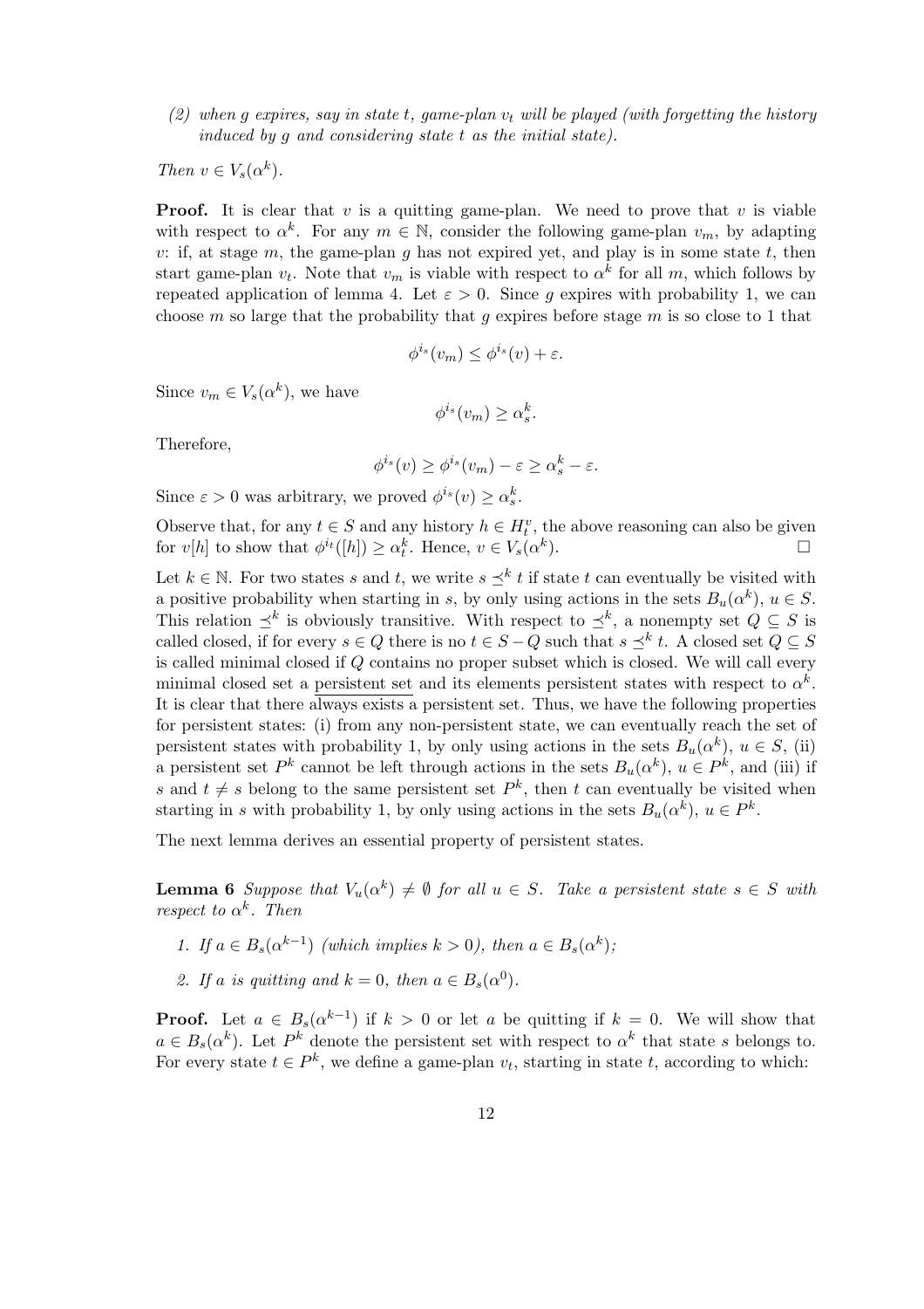*(2) when $g$ expires, say in state $t$, game-plan $v_t$ will be played (with forgetting the history induced by $g$ and considering state $t$ as the initial state).*

*Then $v \in V_s(\alpha^k)$.*

**Proof.** It is clear that $v$ is a quitting game-plan. We need to prove that $v$ is viable with respect to $\alpha^k$. For any $m \in \mathbb{N}$, consider the following game-plan $v_m$, by adapting $v$: if, at stage $m$, the game-plan $g$ has not expired yet, and play is in some state $t$, then start game-plan $v_t$. Note that $v_m$ is viable with respect to $\alpha^k$ for all $m$, which follows by repeated application of lemma 4. Let $\varepsilon > 0$. Since $g$ expires with probability 1, we can choose $m$ so large that the probability that $g$ expires before stage $m$ is so close to 1 that

$$\phi^{i_s}(v_m) \leq \phi^{i_s}(v) + \varepsilon.$$

Since $v_m \in V_s(\alpha^k)$, we have

$$\phi^{i_s}(v_m) \geq \alpha_s^k.$$

Therefore,

$$\phi^{i_s}(v) \geq \phi^{i_s}(v_m) - \varepsilon \geq \alpha_s^k - \varepsilon.$$

Since $\varepsilon > 0$ was arbitrary, we proved $\phi^{i_s}(v) \geq \alpha_s^k$.

Observe that, for any $t \in S$ and any history $h \in H_t^v$, the above reasoning can also be given for $v[h]$ to show that $\phi^{i_t}([h]) \geq \alpha_t^k$. Hence, $v \in V_s(\alpha^k)$. □

Let $k \in \mathbb{N}$. For two states $s$ and $t$, we write $s \preceq^k t$ if state $t$ can eventually be visited with a positive probability when starting in $s$, by only using actions in the sets $B_u(\alpha^k)$, $u \in S$. This relation $\preceq^k$ is obviously transitive. With respect to $\preceq^k$, a nonempty set $Q \subseteq S$ is called closed, if for every $s \in Q$ there is no $t \in S - Q$ such that $s \preceq^k t$. A closed set $Q \subseteq S$ is called minimal closed if $Q$ contains no proper subset which is closed. We will call every minimal closed set a persistent set and its elements persistent states with respect to $\alpha^k$. It is clear that there always exists a persistent set. Thus, we have the following properties for persistent states: (i) from any non-persistent state, we can eventually reach the set of persistent states with probability 1, by only using actions in the sets $B_u(\alpha^k)$, $u \in S$, (ii) a persistent set $P^k$ cannot be left through actions in the sets $B_u(\alpha^k)$, $u \in P^k$, and (iii) if $s$ and $t \neq s$ belong to the same persistent set $P^k$, then $t$ can eventually be visited when starting in $s$ with probability 1, by only using actions in the sets $B_u(\alpha^k)$, $u \in P^k$.

The next lemma derives an essential property of persistent states.

**Lemma 6** *Suppose that $V_u(\alpha^k) \neq \emptyset$ for all $u \in S$. Take a persistent state $s \in S$ with respect to $\alpha^k$. Then*

1. *If $a \in B_s(\alpha^{k-1})$ (which implies $k > 0$), then $a \in B_s(\alpha^k)$;*
2. *If $a$ is quitting and $k = 0$, then $a \in B_s(\alpha^0)$.*

**Proof.** Let $a \in B_s(\alpha^{k-1})$ if $k > 0$ or let $a$ be quitting if $k = 0$. We will show that $a \in B_s(\alpha^k)$. Let $P^k$ denote the persistent set with respect to $\alpha^k$ that state $s$ belongs to. For every state $t \in P^k$, we define a game-plan $v_t$, starting in state $t$, according to which: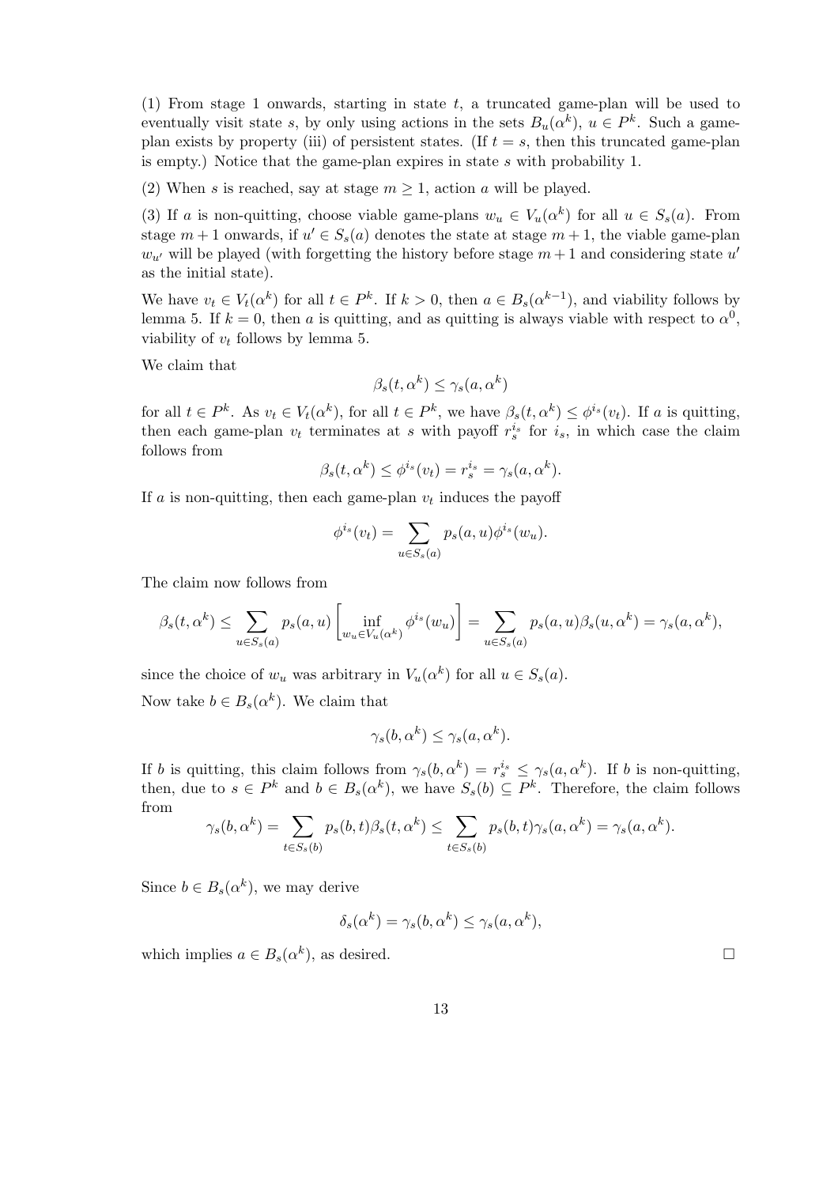(1) From stage 1 onwards, starting in state $t$, a truncated game-plan will be used to eventually visit state $s$, by only using actions in the sets $B_u(\alpha^k)$, $u \in P^k$. Such a game-plan exists by property (iii) of persistent states. (If $t = s$, then this truncated game-plan is empty.) Notice that the game-plan expires in state $s$ with probability 1.

(2) When $s$ is reached, say at stage $m \geq 1$, action $a$ will be played.

(3) If $a$ is non-quitting, choose viable game-plans $w_u \in V_u(\alpha^k)$ for all $u \in S_s(a)$. From stage $m+1$ onwards, if $u' \in S_s(a)$ denotes the state at stage $m+1$, the viable game-plan $w_{u'}$ will be played (with forgetting the history before stage $m+1$ and considering state $u'$ as the initial state).

We have $v_t \in V_t(\alpha^k)$ for all $t \in P^k$. If $k > 0$, then $a \in B_s(\alpha^{k-1})$, and viability follows by lemma 5. If $k = 0$, then $a$ is quitting, and as quitting is always viable with respect to $\alpha^0$, viability of $v_t$ follows by lemma 5.

We claim that

$$\beta_s(t, \alpha^k) \leq \gamma_s(a, \alpha^k)$$

for all $t \in P^k$. As $v_t \in V_t(\alpha^k)$, for all $t \in P^k$, we have $\beta_s(t, \alpha^k) \leq \phi^{i_s}(v_t)$. If $a$ is quitting, then each game-plan $v_t$ terminates at $s$ with payoff $r_s^{i_s}$ for $i_s$, in which case the claim follows from

$$\beta_s(t, \alpha^k) \leq \phi^{i_s}(v_t) = r_s^{i_s} = \gamma_s(a, \alpha^k).$$

If $a$ is non-quitting, then each game-plan $v_t$ induces the payoff

$$\phi^{i_s}(v_t) = \sum_{u \in S_s(a)} p_s(a, u) \phi^{i_s}(w_u).$$

The claim now follows from

$$\beta_s(t, \alpha^k) \leq \sum_{u \in S_s(a)} p_s(a, u) \left[ \inf_{w_u \in V_u(\alpha^k)} \phi^{i_s}(w_u) \right] = \sum_{u \in S_s(a)} p_s(a, u) \beta_s(u, \alpha^k) = \gamma_s(a, \alpha^k),$$

since the choice of $w_u$ was arbitrary in $V_u(\alpha^k)$ for all $u \in S_s(a)$.

Now take $b \in B_s(\alpha^k)$. We claim that

$$\gamma_s(b, \alpha^k) \leq \gamma_s(a, \alpha^k).$$

If $b$ is quitting, this claim follows from $\gamma_s(b, \alpha^k) = r_s^{i_s} \leq \gamma_s(a, \alpha^k)$. If $b$ is non-quitting, then, due to $s \in P^k$ and $b \in B_s(\alpha^k)$, we have $S_s(b) \subseteq P^k$. Therefore, the claim follows from

$$\gamma_s(b, \alpha^k) = \sum_{t \in S_s(b)} p_s(b, t) \beta_s(t, \alpha^k) \leq \sum_{t \in S_s(b)} p_s(b, t) \gamma_s(a, \alpha^k) = \gamma_s(a, \alpha^k).$$

Since $b \in B_s(\alpha^k)$, we may derive

$$\delta_s(\alpha^k) = \gamma_s(b, \alpha^k) \leq \gamma_s(a, \alpha^k),$$

which implies $a \in B_s(\alpha^k)$, as desired. □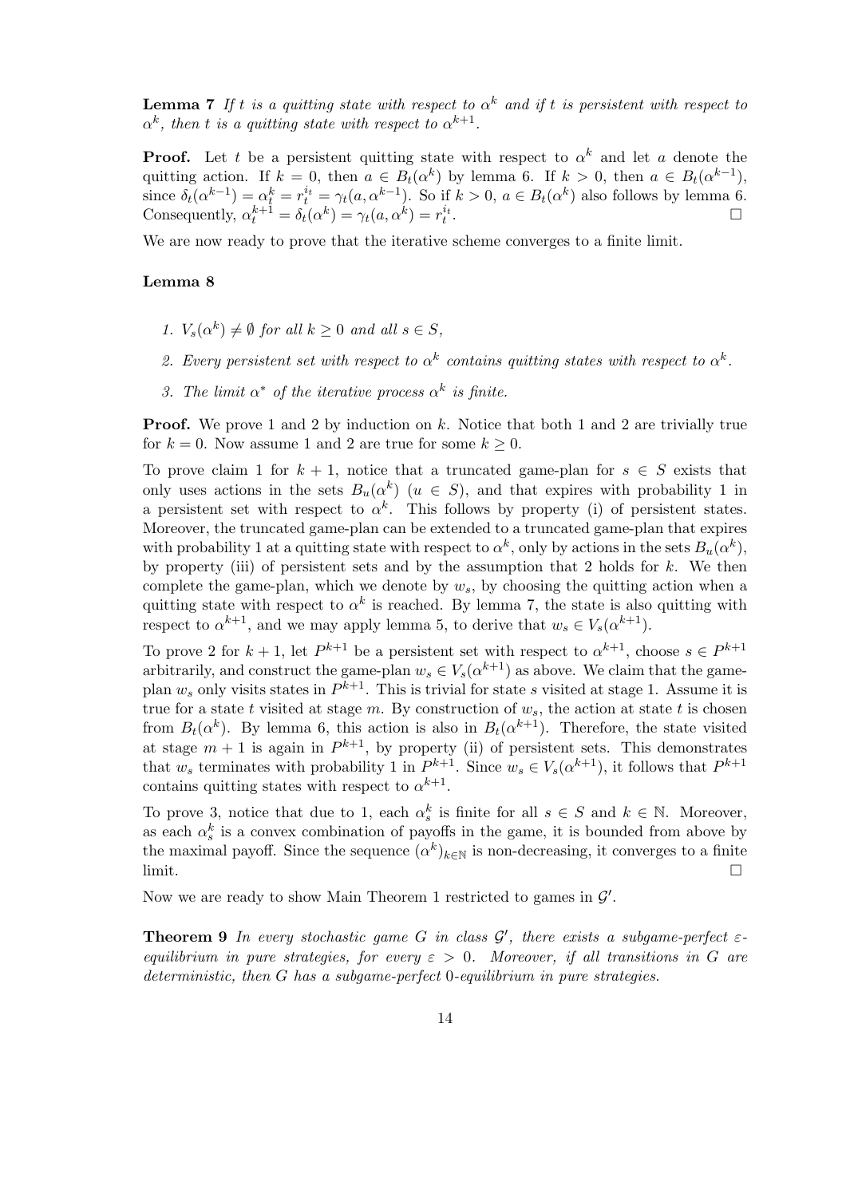**Lemma 7** *If $t$ is a quitting state with respect to $\alpha^k$ and if $t$ is persistent with respect to $\alpha^k$, then $t$ is a quitting state with respect to $\alpha^{k+1}$.*

**Proof.** Let $t$ be a persistent quitting state with respect to $\alpha^k$ and let $a$ denote the quitting action. If $k = 0$, then $a \in B_t(\alpha^k)$ by lemma 6. If $k > 0$, then $a \in B_t(\alpha^{k-1})$, since $\delta_t(\alpha^{k-1}) = \alpha_t^k = r_t^{i_t} = \gamma_t(a, \alpha^{k-1})$. So if $k > 0$, $a \in B_t(\alpha^k)$ also follows by lemma 6. Consequently, $\alpha_t^{k+1} = \delta_t(\alpha^k) = \gamma_t(a, \alpha^k) = r_t^{i_t}$. $\square$

We are now ready to prove that the iterative scheme converges to a finite limit.

**Lemma 8**

1. *$V_s(\alpha^k) \neq \emptyset$ for all $k \geq 0$ and all $s \in S$,*
2. *Every persistent set with respect to $\alpha^k$ contains quitting states with respect to $\alpha^k$.*
3. *The limit $\alpha^*$ of the iterative process $\alpha^k$ is finite.*

**Proof.** We prove 1 and 2 by induction on $k$. Notice that both 1 and 2 are trivially true for $k = 0$. Now assume 1 and 2 are true for some $k \geq 0$.

To prove claim 1 for $k + 1$, notice that a truncated game-plan for $s \in S$ exists that only uses actions in the sets $B_u(\alpha^k)$ ($u \in S$), and that expires with probability 1 in a persistent set with respect to $\alpha^k$. This follows by property (i) of persistent states. Moreover, the truncated game-plan can be extended to a truncated game-plan that expires with probability 1 at a quitting state with respect to $\alpha^k$, only by actions in the sets $B_u(\alpha^k)$, by property (iii) of persistent sets and by the assumption that 2 holds for $k$. We then complete the game-plan, which we denote by $w_s$, by choosing the quitting action when a quitting state with respect to $\alpha^k$ is reached. By lemma 7, the state is also quitting with respect to $\alpha^{k+1}$, and we may apply lemma 5, to derive that $w_s \in V_s(\alpha^{k+1})$.

To prove 2 for $k + 1$, let $P^{k+1}$ be a persistent set with respect to $\alpha^{k+1}$, choose $s \in P^{k+1}$ arbitrarily, and construct the game-plan $w_s \in V_s(\alpha^{k+1})$ as above. We claim that the game-plan $w_s$ only visits states in $P^{k+1}$. This is trivial for state $s$ visited at stage 1. Assume it is true for a state $t$ visited at stage $m$. By construction of $w_s$, the action at state $t$ is chosen from $B_t(\alpha^k)$. By lemma 6, this action is also in $B_t(\alpha^{k+1})$. Therefore, the state visited at stage $m + 1$ is again in $P^{k+1}$, by property (ii) of persistent sets. This demonstrates that $w_s$ terminates with probability 1 in $P^{k+1}$. Since $w_s \in V_s(\alpha^{k+1})$, it follows that $P^{k+1}$ contains quitting states with respect to $\alpha^{k+1}$.

To prove 3, notice that due to 1, each $\alpha_s^k$ is finite for all $s \in S$ and $k \in \mathbb{N}$. Moreover, as each $\alpha_s^k$ is a convex combination of payoffs in the game, it is bounded from above by the maximal payoff. Since the sequence $(\alpha^k)_{k \in \mathbb{N}}$ is non-decreasing, it converges to a finite limit. $\square$

Now we are ready to show Main Theorem 1 restricted to games in $\mathcal{G}'$.

**Theorem 9** *In every stochastic game $G$ in class $\mathcal{G}'$, there exists a subgame-perfect $\varepsilon$-equilibrium in pure strategies, for every $\varepsilon > 0$. Moreover, if all transitions in $G$ are deterministic, then $G$ has a subgame-perfect 0-equilibrium in pure strategies.*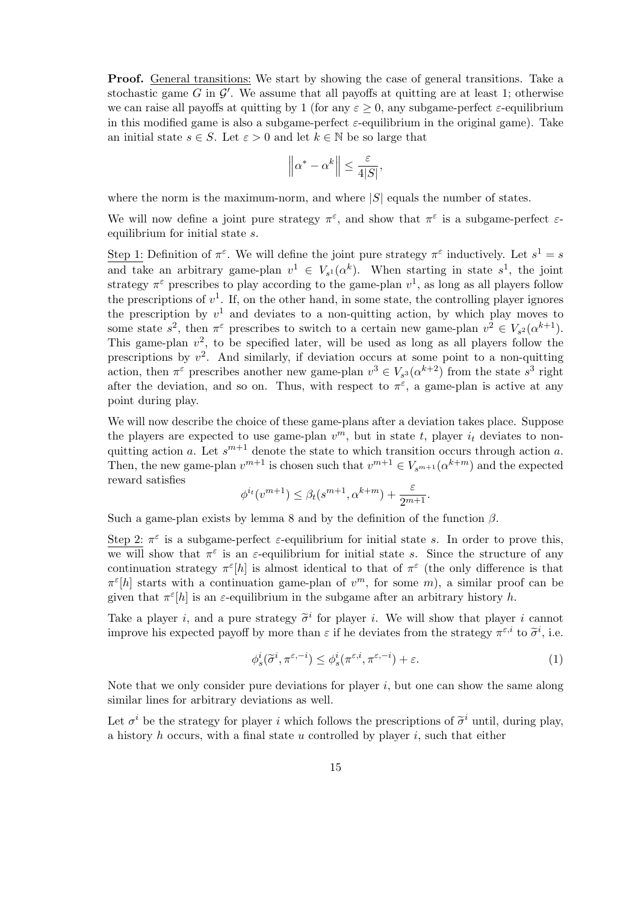**Proof.** <u>General transitions:</u> We start by showing the case of general transitions. Take a stochastic game $G$ in $\mathcal{G}'$. We assume that all payoffs at quitting are at least 1; otherwise we can raise all payoffs at quitting by 1 (for any $\varepsilon \geq 0$, any subgame-perfect $\varepsilon$-equilibrium in this modified game is also a subgame-perfect $\varepsilon$-equilibrium in the original game). Take an initial state $s \in S$. Let $\varepsilon > 0$ and let $k \in \mathbb{N}$ be so large that

$$\left\| \alpha^* - \alpha^k \right\| \leq \frac{\varepsilon}{4|S|},$$

where the norm is the maximum-norm, and where $|S|$ equals the number of states.

We will now define a joint pure strategy $\pi^\varepsilon$, and show that $\pi^\varepsilon$ is a subgame-perfect $\varepsilon$-equilibrium for initial state $s$.

<u>Step 1:</u> Definition of $\pi^\varepsilon$. We will define the joint pure strategy $\pi^\varepsilon$ inductively. Let $s^1 = s$ and take an arbitrary game-plan $v^1 \in V_{s^1}(\alpha^k)$. When starting in state $s^1$, the joint strategy $\pi^\varepsilon$ prescribes to play according to the game-plan $v^1$, as long as all players follow the prescriptions of $v^1$. If, on the other hand, in some state, the controlling player ignores the prescription by $v^1$ and deviates to a non-quitting action, by which play moves to some state $s^2$, then $\pi^\varepsilon$ prescribes to switch to a certain new game-plan $v^2 \in V_{s^2}(\alpha^{k+1})$. This game-plan $v^2$, to be specified later, will be used as long as all players follow the prescriptions by $v^2$. And similarly, if deviation occurs at some point to a non-quitting action, then $\pi^\varepsilon$ prescribes another new game-plan $v^3 \in V_{s^3}(\alpha^{k+2})$ from the state $s^3$ right after the deviation, and so on. Thus, with respect to $\pi^\varepsilon$, a game-plan is active at any point during play.

We will now describe the choice of these game-plans after a deviation takes place. Suppose the players are expected to use game-plan $v^m$, but in state $t$, player $i_t$ deviates to non-quitting action $a$. Let $s^{m+1}$ denote the state to which transition occurs through action $a$. Then, the new game-plan $v^{m+1}$ is chosen such that $v^{m+1} \in V_{s^{m+1}}(\alpha^{k+m})$ and the expected reward satisfies

$$\phi^{i_t}(v^{m+1}) \leq \beta_t(s^{m+1}, \alpha^{k+m}) + \frac{\varepsilon}{2^{m+1}}.$$

Such a game-plan exists by lemma 8 and by the definition of the function $\beta$.

<u>Step 2:</u> $\pi^\varepsilon$ is a subgame-perfect $\varepsilon$-equilibrium for initial state $s$. In order to prove this, we will show that $\pi^\varepsilon$ is an $\varepsilon$-equilibrium for initial state $s$. Since the structure of any continuation strategy $\pi^\varepsilon[h]$ is almost identical to that of $\pi^\varepsilon$ (the only difference is that $\pi^\varepsilon[h]$ starts with a continuation game-plan of $v^m$, for some $m$), a similar proof can be given that $\pi^\varepsilon[h]$ is an $\varepsilon$-equilibrium in the subgame after an arbitrary history $h$.

Take a player $i$, and a pure strategy $\widetilde{\sigma}^i$ for player $i$. We will show that player $i$ cannot improve his expected payoff by more than $\varepsilon$ if he deviates from the strategy $\pi^{\varepsilon,i}$ to $\widetilde{\sigma}^i$, i.e.

$$\phi_s^i(\widetilde{\sigma}^i, \pi^{\varepsilon,-i}) \leq \phi_s^i(\pi^{\varepsilon,i}, \pi^{\varepsilon,-i}) + \varepsilon. \tag{1}$$

Note that we only consider pure deviations for player $i$, but one can show the same along similar lines for arbitrary deviations as well.

Let $\sigma^i$ be the strategy for player $i$ which follows the prescriptions of $\widetilde{\sigma}^i$ until, during play, a history $h$ occurs, with a final state $u$ controlled by player $i$, such that either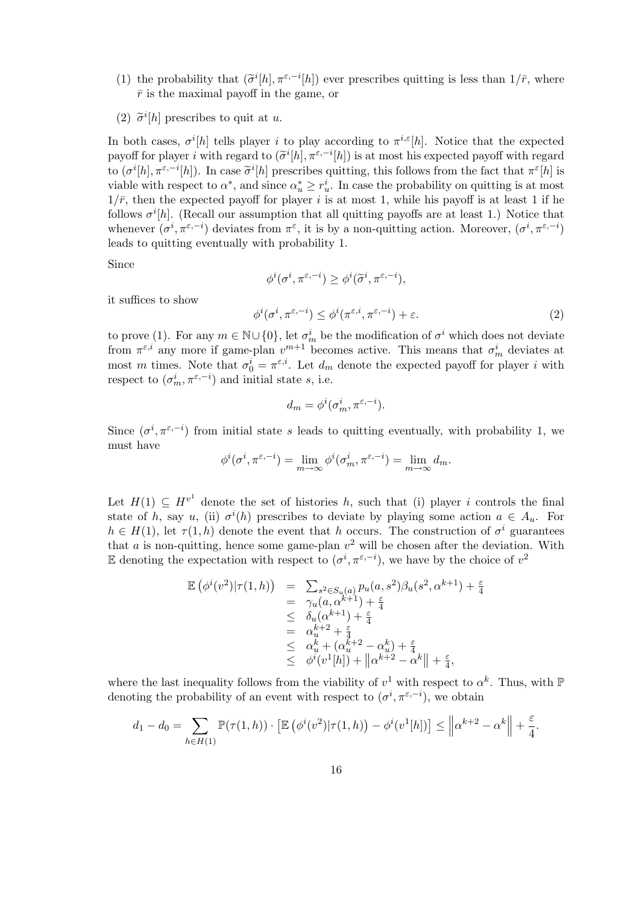(1) the probability that $(\widetilde{\sigma}^i[h], \pi^{\varepsilon,-i}[h])$ ever prescribes quitting is less than $1/\bar{r}$, where $\bar{r}$ is the maximal payoff in the game, or

(2) $\widetilde{\sigma}^i[h]$ prescribes to quit at $u$.

In both cases, $\sigma^i[h]$ tells player $i$ to play according to $\pi^{i,\varepsilon}[h]$. Notice that the expected payoff for player $i$ with regard to $(\widetilde{\sigma}^i[h], \pi^{\varepsilon,-i}[h])$ is at most his expected payoff with regard to $(\sigma^i[h], \pi^{\varepsilon,-i}[h])$. In case $\widetilde{\sigma}^i[h]$ prescribes quitting, this follows from the fact that $\pi^\varepsilon[h]$ is viable with respect to $\alpha^*$, and since $\alpha^*_u \geq r^i_u$. In case the probability on quitting is at most $1/\bar{r}$, then the expected payoff for player $i$ is at most 1, while his payoff is at least 1 if he follows $\sigma^i[h]$. (Recall our assumption that all quitting payoffs are at least 1.) Notice that whenever $(\sigma^i, \pi^{\varepsilon,-i})$ deviates from $\pi^\varepsilon$, it is by a non-quitting action. Moreover, $(\sigma^i, \pi^{\varepsilon,-i})$ leads to quitting eventually with probability 1.

Since

$$\phi^i(\sigma^i, \pi^{\varepsilon,-i}) \geq \phi^i(\widetilde{\sigma}^i, \pi^{\varepsilon,-i}),$$

it suffices to show

$$\phi^i(\sigma^i, \pi^{\varepsilon,-i}) \leq \phi^i(\pi^{\varepsilon,i}, \pi^{\varepsilon,-i}) + \varepsilon. \tag{2}$$

to prove (1). For any $m \in \mathbb{N} \cup \{0\}$, let $\sigma^i_m$ be the modification of $\sigma^i$ which does not deviate from $\pi^{\varepsilon,i}$ any more if game-plan $v^{m+1}$ becomes active. This means that $\sigma^i_m$ deviates at most $m$ times. Note that $\sigma^i_0 = \pi^{\varepsilon,i}$. Let $d_m$ denote the expected payoff for player $i$ with respect to $(\sigma^i_m, \pi^{\varepsilon,-i})$ and initial state $s$, i.e.

$$d_m = \phi^i(\sigma^i_m, \pi^{\varepsilon,-i}).$$

Since $(\sigma^i, \pi^{\varepsilon,-i})$ from initial state $s$ leads to quitting eventually, with probability 1, we must have

$$\phi^i(\sigma^i, \pi^{\varepsilon,-i}) = \lim_{m\to\infty} \phi^i(\sigma^i_m, \pi^{\varepsilon,-i}) = \lim_{m\to\infty} d_m.$$

Let $H(1) \subseteq H^{v^1}$ denote the set of histories $h$, such that (i) player $i$ controls the final state of $h$, say $u$, (ii) $\sigma^i(h)$ prescribes to deviate by playing some action $a \in A_u$. For $h \in H(1)$, let $\tau(1,h)$ denote the event that $h$ occurs. The construction of $\sigma^i$ guarantees that $a$ is non-quitting, hence some game-plan $v^2$ will be chosen after the deviation. With $\mathbb{E}$ denoting the expectation with respect to $(\sigma^i, \pi^{\varepsilon,-i})$, we have by the choice of $v^2$

$$\begin{aligned}
\mathbb{E}\left(\phi^i(v^2)|\tau(1,h)\right) &= \textstyle\sum_{s^2 \in S_u(a)} p_u(a,s^2)\beta_u(s^2,\alpha^{k+1}) + \frac{\varepsilon}{4} \\
&= \gamma_u(a,\alpha^{k+1}) + \tfrac{\varepsilon}{4} \\
&\leq \delta_u(\alpha^{k+1}) + \tfrac{\varepsilon}{4} \\
&= \alpha^{k+2}_u + \tfrac{\varepsilon}{4} \\
&\leq \alpha^k_u + (\alpha^{k+2}_u - \alpha^k_u) + \tfrac{\varepsilon}{4} \\
&\leq \phi^i(v^1[h]) + \left\|\alpha^{k+2} - \alpha^k\right\| + \tfrac{\varepsilon}{4},
\end{aligned}$$

where the last inequality follows from the viability of $v^1$ with respect to $\alpha^k$. Thus, with $\mathbb{P}$ denoting the probability of an event with respect to $(\sigma^i, \pi^{\varepsilon,-i})$, we obtain

$$d_1 - d_0 = \sum_{h \in H(1)} \mathbb{P}(\tau(1,h)) \cdot \left[\mathbb{E}\left(\phi^i(v^2)|\tau(1,h)\right) - \phi^i(v^1[h])\right] \leq \left\|\alpha^{k+2} - \alpha^k\right\| + \frac{\varepsilon}{4}.$$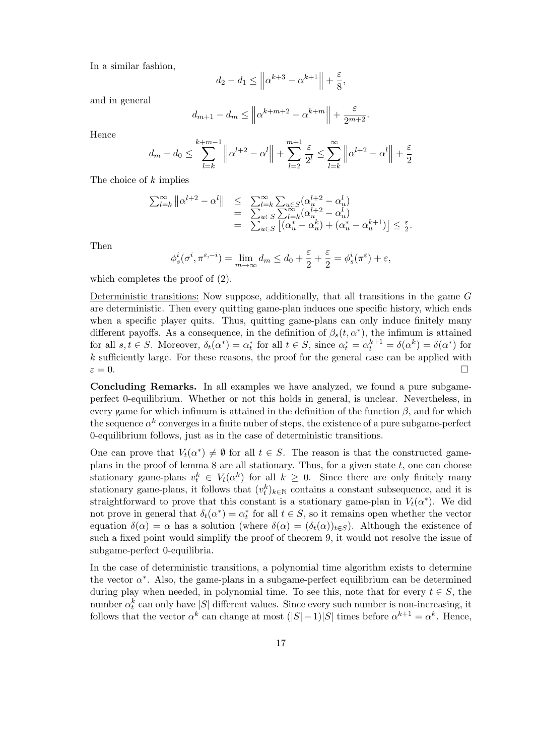In a similar fashion,

$$d_2 - d_1 \leq \left\| \alpha^{k+3} - \alpha^{k+1} \right\| + \frac{\varepsilon}{8},$$

and in general

$$d_{m+1} - d_m \leq \left\| \alpha^{k+m+2} - \alpha^{k+m} \right\| + \frac{\varepsilon}{2^{m+2}}.$$

Hence

$$d_m - d_0 \leq \sum_{l=k}^{k+m-1} \left\| \alpha^{l+2} - \alpha^{l} \right\| + \sum_{l=2}^{m+1} \frac{\varepsilon}{2^l} \leq \sum_{l=k}^{\infty} \left\| \alpha^{l+2} - \alpha^{l} \right\| + \frac{\varepsilon}{2}$$

The choice of $k$ implies

$$\begin{array}{rcl} \sum_{l=k}^{\infty} \left\| \alpha^{l+2} - \alpha^{l} \right\| & \leq & \sum_{l=k}^{\infty} \sum_{u \in S} (\alpha_u^{l+2} - \alpha_u^{l}) \\ & = & \sum_{u \in S} \sum_{l=k}^{\infty} (\alpha_u^{l+2} - \alpha_u^{l}) \\ & = & \sum_{u \in S} \left[ (\alpha_u^* - \alpha_u^k) + (\alpha_u^* - \alpha_u^{k+1}) \right] \leq \frac{\varepsilon}{2}. \end{array}$$

Then

$$\phi_s^i(\sigma^i, \pi^{\varepsilon,-i}) = \lim_{m \to \infty} d_m \leq d_0 + \frac{\varepsilon}{2} + \frac{\varepsilon}{2} = \phi_s^i(\pi^\varepsilon) + \varepsilon,$$

which completes the proof of (2).

Deterministic transitions: Now suppose, additionally, that all transitions in the game $G$ are deterministic. Then every quitting game-plan induces one specific history, which ends when a specific player quits. Thus, quitting game-plans can only induce finitely many different payoffs. As a consequence, in the definition of $\beta_s(t, \alpha^*)$, the infimum is attained for all $s, t \in S$. Moreover, $\delta_t(\alpha^*) = \alpha_t^*$ for all $t \in S$, since $\alpha_t^* = \alpha_t^{k+1} = \delta(\alpha^k) = \delta(\alpha^*)$ for $k$ sufficiently large. For these reasons, the proof for the general case can be applied with $\varepsilon = 0$. □

**Concluding Remarks.** In all examples we have analyzed, we found a pure subgame-perfect 0-equilibrium. Whether or not this holds in general, is unclear. Nevertheless, in every game for which infimum is attained in the definition of the function $\beta$, and for which the sequence $\alpha^k$ converges in a finite nuber of steps, the existence of a pure subgame-perfect 0-equilibrium follows, just as in the case of deterministic transitions.

One can prove that $V_t(\alpha^*) \neq \emptyset$ for all $t \in S$. The reason is that the constructed game-plans in the proof of lemma 8 are all stationary. Thus, for a given state $t$, one can choose stationary game-plans $v_t^k \in V_t(\alpha^k)$ for all $k \geq 0$. Since there are only finitely many stationary game-plans, it follows that $(v_t^k)_{k \in \mathbb{N}}$ contains a constant subsequence, and it is straightforward to prove that this constant is a stationary game-plan in $V_t(\alpha^*)$. We did not prove in general that $\delta_t(\alpha^*) = \alpha_t^*$ for all $t \in S$, so it remains open whether the vector equation $\delta(\alpha) = \alpha$ has a solution (where $\delta(\alpha) = (\delta_t(\alpha))_{t \in S}$). Although the existence of such a fixed point would simplify the proof of theorem 9, it would not resolve the issue of subgame-perfect 0-equilibria.

In the case of deterministic transitions, a polynomial time algorithm exists to determine the vector $\alpha^*$. Also, the game-plans in a subgame-perfect equilibrium can be determined during play when needed, in polynomial time. To see this, note that for every $t \in S$, the number $\alpha_t^k$ can only have $|S|$ different values. Since every such number is non-increasing, it follows that the vector $\alpha^k$ can change at most $(|S|-1)|S|$ times before $\alpha^{k+1} = \alpha^k$. Hence,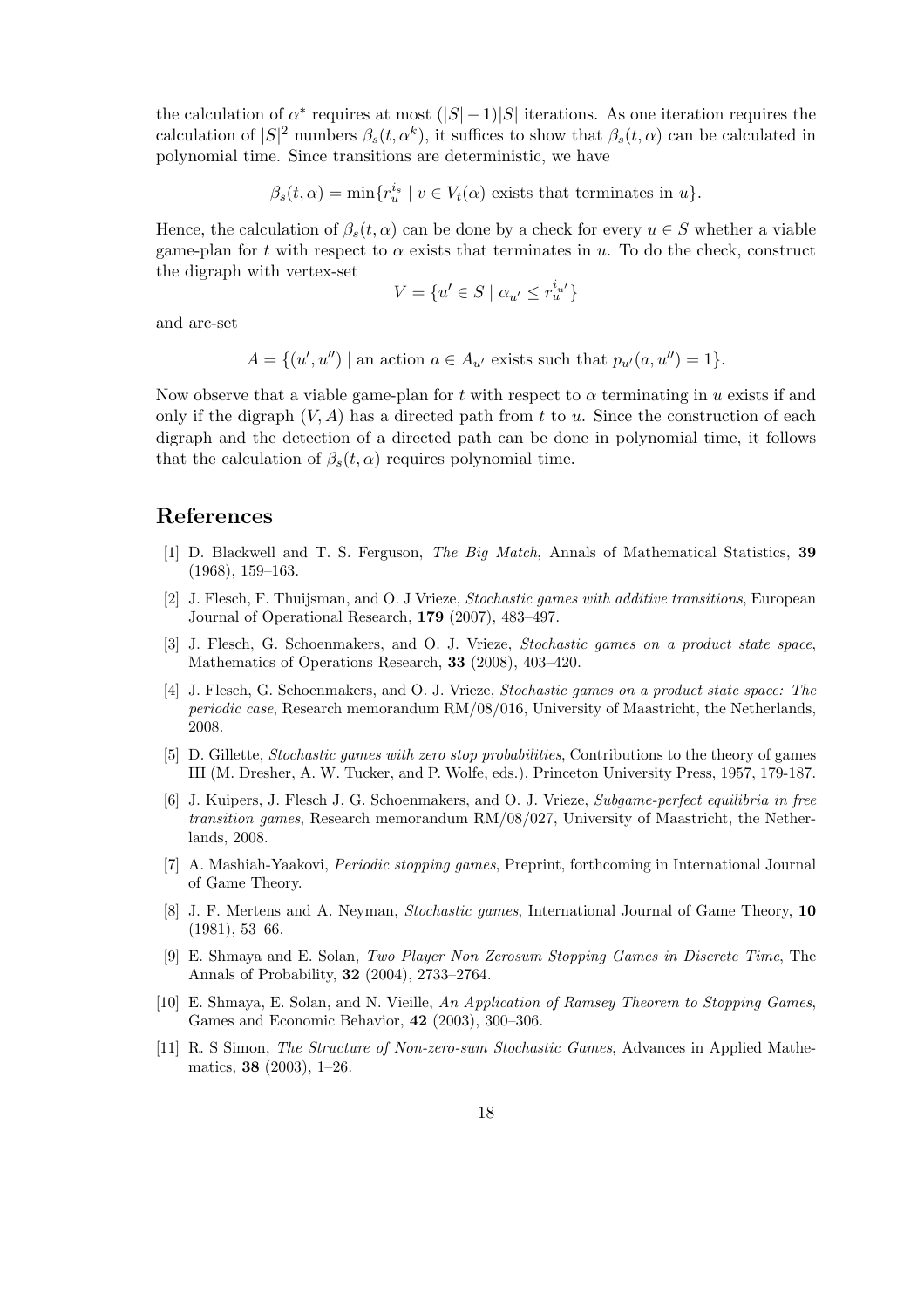the calculation of $\alpha^*$ requires at most $(|S|-1)|S|$ iterations. As one iteration requires the calculation of $|S|^2$ numbers $\beta_s(t, \alpha^k)$, it suffices to show that $\beta_s(t, \alpha)$ can be calculated in polynomial time. Since transitions are deterministic, we have

$$\beta_s(t, \alpha) = \min\{r_u^{i_s} \mid v \in V_t(\alpha) \text{ exists that terminates in } u\}.$$

Hence, the calculation of $\beta_s(t, \alpha)$ can be done by a check for every $u \in S$ whether a viable game-plan for $t$ with respect to $\alpha$ exists that terminates in $u$. To do the check, construct the digraph with vertex-set

$$V = \{u' \in S \mid \alpha_{u'} \leq r_{u'}^{i_{u'}}\}$$

and arc-set

$$A = \{(u', u'') \mid \text{an action } a \in A_{u'} \text{ exists such that } p_{u'}(a, u'') = 1\}.$$

Now observe that a viable game-plan for $t$ with respect to $\alpha$ terminating in $u$ exists if and only if the digraph $(V, A)$ has a directed path from $t$ to $u$. Since the construction of each digraph and the detection of a directed path can be done in polynomial time, it follows that the calculation of $\beta_s(t, \alpha)$ requires polynomial time.

# References

[1] D. Blackwell and T. S. Ferguson, *The Big Match*, Annals of Mathematical Statistics, **39** (1968), 159–163.

[2] J. Flesch, F. Thuijsman, and O. J Vrieze, *Stochastic games with additive transitions*, European Journal of Operational Research, **179** (2007), 483–497.

[3] J. Flesch, G. Schoenmakers, and O. J. Vrieze, *Stochastic games on a product state space*, Mathematics of Operations Research, **33** (2008), 403–420.

[4] J. Flesch, G. Schoenmakers, and O. J. Vrieze, *Stochastic games on a product state space: The periodic case*, Research memorandum RM/08/016, University of Maastricht, the Netherlands, 2008.

[5] D. Gillette, *Stochastic games with zero stop probabilities*, Contributions to the theory of games III (M. Dresher, A. W. Tucker, and P. Wolfe, eds.), Princeton University Press, 1957, 179-187.

[6] J. Kuipers, J. Flesch J, G. Schoenmakers, and O. J. Vrieze, *Subgame-perfect equilibria in free transition games*, Research memorandum RM/08/027, University of Maastricht, the Netherlands, 2008.

[7] A. Mashiah-Yaakovi, *Periodic stopping games*, Preprint, forthcoming in International Journal of Game Theory.

[8] J. F. Mertens and A. Neyman, *Stochastic games*, International Journal of Game Theory, **10** (1981), 53–66.

[9] E. Shmaya and E. Solan, *Two Player Non Zerosum Stopping Games in Discrete Time*, The Annals of Probability, **32** (2004), 2733–2764.

[10] E. Shmaya, E. Solan, and N. Vieille, *An Application of Ramsey Theorem to Stopping Games*, Games and Economic Behavior, **42** (2003), 300–306.

[11] R. S Simon, *The Structure of Non-zero-sum Stochastic Games*, Advances in Applied Mathematics, **38** (2003), 1–26.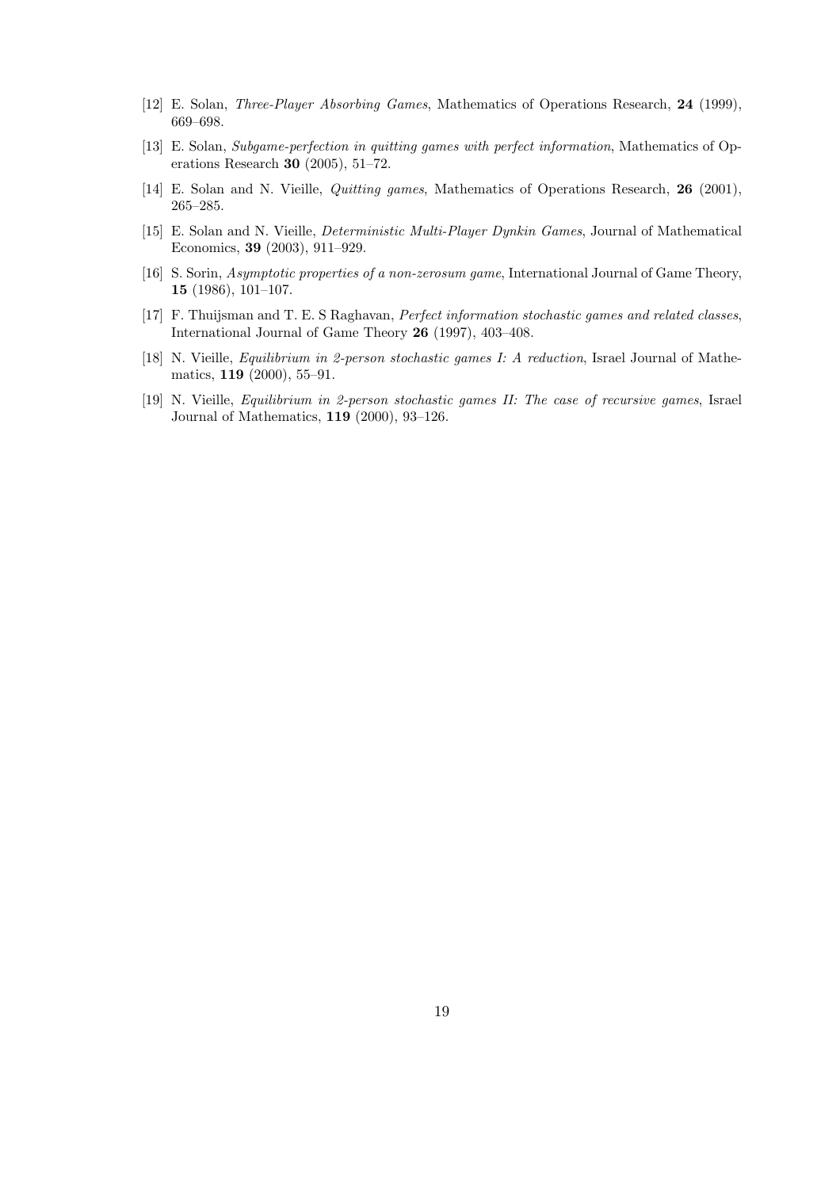[12] E. Solan, *Three-Player Absorbing Games*, Mathematics of Operations Research, **24** (1999), 669–698.

[13] E. Solan, *Subgame-perfection in quitting games with perfect information*, Mathematics of Operations Research **30** (2005), 51–72.

[14] E. Solan and N. Vieille, *Quitting games*, Mathematics of Operations Research, **26** (2001), 265–285.

[15] E. Solan and N. Vieille, *Deterministic Multi-Player Dynkin Games*, Journal of Mathematical Economics, **39** (2003), 911–929.

[16] S. Sorin, *Asymptotic properties of a non-zerosum game*, International Journal of Game Theory, **15** (1986), 101–107.

[17] F. Thuijsman and T. E. S Raghavan, *Perfect information stochastic games and related classes*, International Journal of Game Theory **26** (1997), 403–408.

[18] N. Vieille, *Equilibrium in 2-person stochastic games I: A reduction*, Israel Journal of Mathematics, **119** (2000), 55–91.

[19] N. Vieille, *Equilibrium in 2-person stochastic games II: The case of recursive games*, Israel Journal of Mathematics, **119** (2000), 93–126.